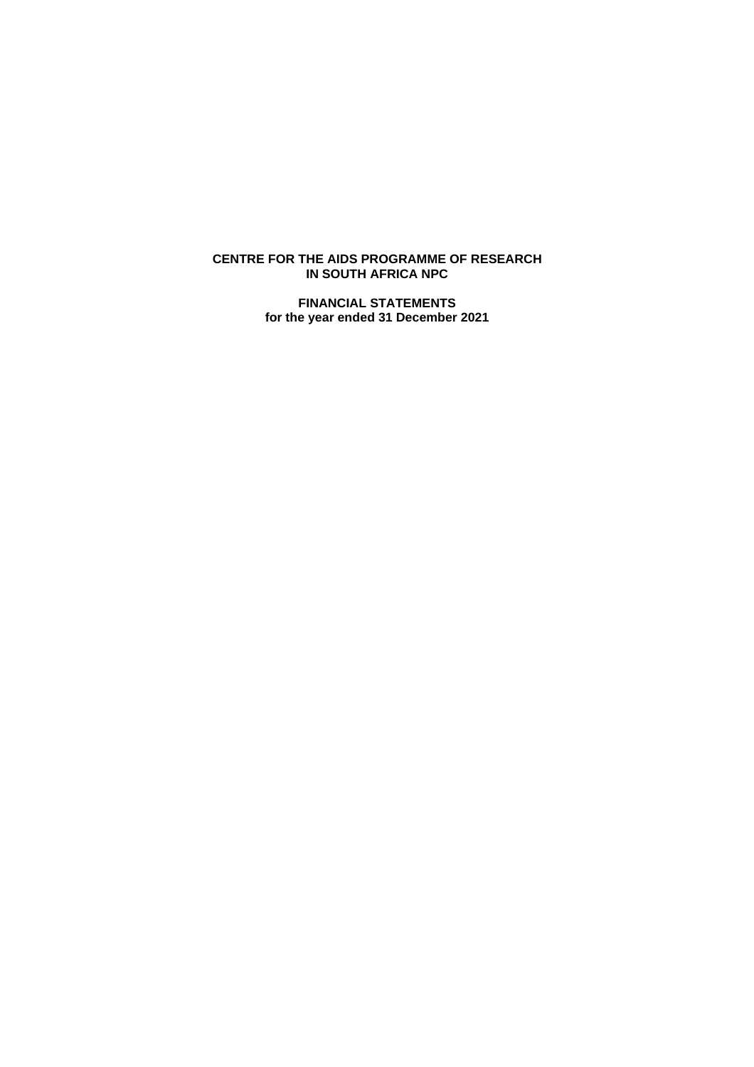# CENTRE FOR THE AIDS PROGRAMME OF RESEARCH IN SOUTH AFRICA NPC

## FINANCIAL STATEMENTS
**for the year ended 31 December 2021**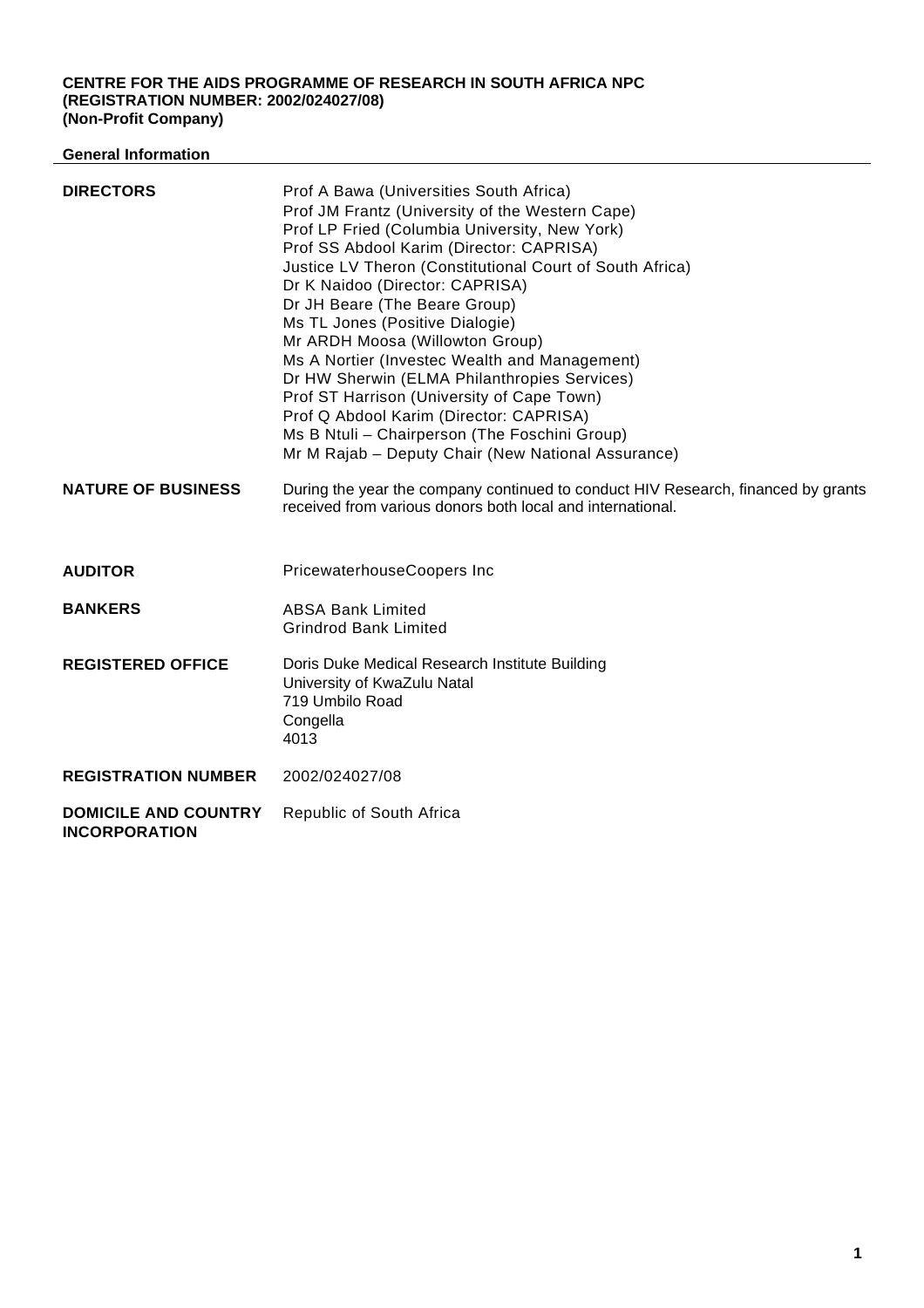**CENTRE FOR THE AIDS PROGRAMME OF RESEARCH IN SOUTH AFRICA NPC**
**(REGISTRATION NUMBER: 2002/024027/08)**
**(Non-Profit Company)**

## General Information

| | |
|---|---|
| **DIRECTORS** | Prof A Bawa (Universities South Africa)<br>Prof JM Frantz (University of the Western Cape)<br>Prof LP Fried (Columbia University, New York)<br>Prof SS Abdool Karim (Director: CAPRISA)<br>Justice LV Theron (Constitutional Court of South Africa)<br>Dr K Naidoo (Director: CAPRISA)<br>Dr JH Beare (The Beare Group)<br>Ms TL Jones (Positive Dialogie)<br>Mr ARDH Moosa (Willowton Group)<br>Ms A Nortier (Investec Wealth and Management)<br>Dr HW Sherwin (ELMA Philanthropies Services)<br>Prof ST Harrison (University of Cape Town)<br>Prof Q Abdool Karim (Director: CAPRISA)<br>Ms B Ntuli – Chairperson (The Foschini Group)<br>Mr M Rajab – Deputy Chair (New National Assurance) |
| **NATURE OF BUSINESS** | During the year the company continued to conduct HIV Research, financed by grants received from various donors both local and international. |
| **AUDITOR** | PricewaterhouseCoopers Inc |
| **BANKERS** | ABSA Bank Limited<br>Grindrod Bank Limited |
| **REGISTERED OFFICE** | Doris Duke Medical Research Institute Building<br>University of KwaZulu Natal<br>719 Umbilo Road<br>Congella<br>4013 |
| **REGISTRATION NUMBER** | 2002/024027/08 |
| **DOMICILE AND COUNTRY INCORPORATION** | Republic of South Africa |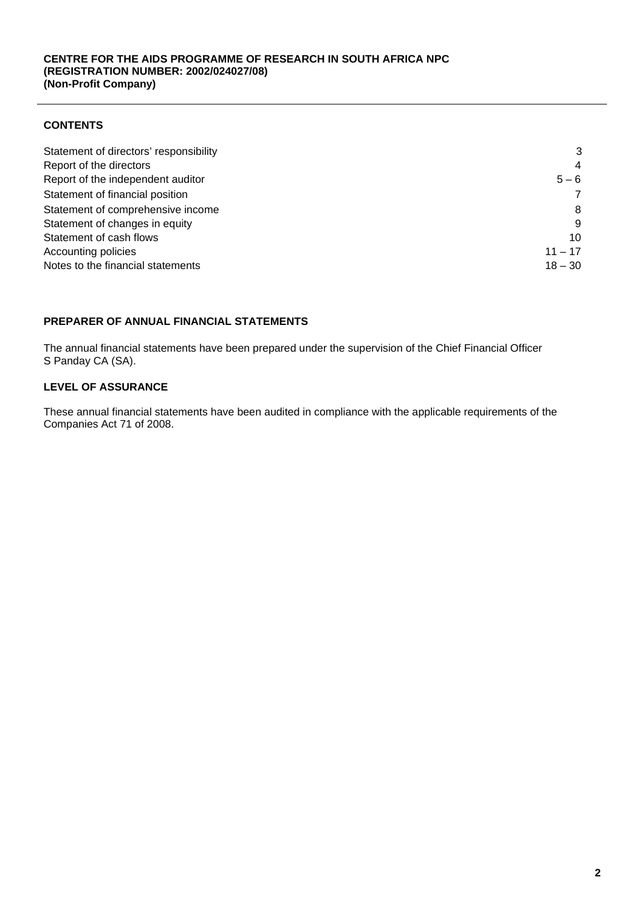**CENTRE FOR THE AIDS PROGRAMME OF RESEARCH IN SOUTH AFRICA NPC**
**(REGISTRATION NUMBER: 2002/024027/08)**
**(Non-Profit Company)**

## CONTENTS

| | |
|---|---|
| Statement of directors' responsibility | 3 |
| Report of the directors | 4 |
| Report of the independent auditor | 5 – 6 |
| Statement of financial position | 7 |
| Statement of comprehensive income | 8 |
| Statement of changes in equity | 9 |
| Statement of cash flows | 10 |
| Accounting policies | 11 – 17 |
| Notes to the financial statements | 18 – 30 |

## PREPARER OF ANNUAL FINANCIAL STATEMENTS

The annual financial statements have been prepared under the supervision of the Chief Financial Officer S Panday CA (SA).

## LEVEL OF ASSURANCE

These annual financial statements have been audited in compliance with the applicable requirements of the Companies Act 71 of 2008.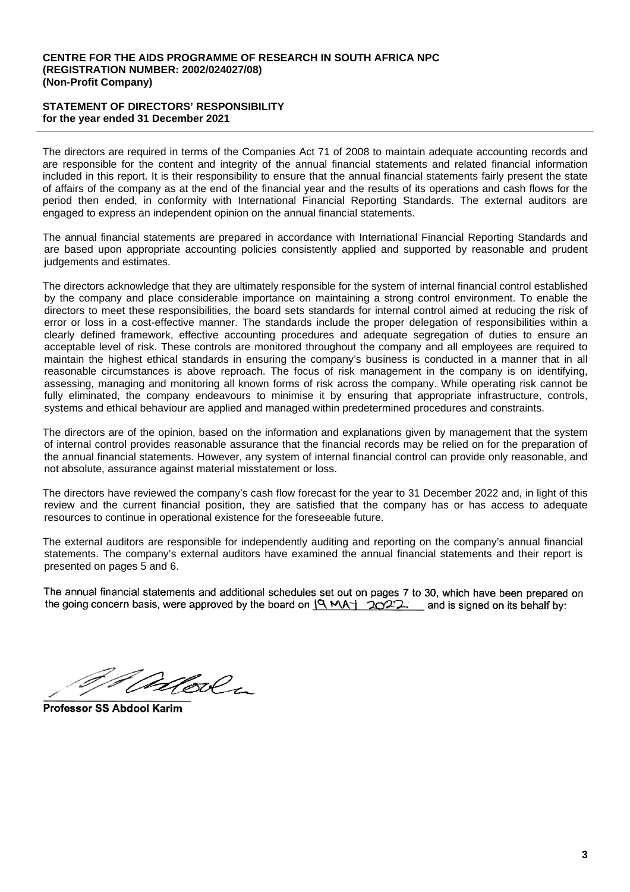**CENTRE FOR THE AIDS PROGRAMME OF RESEARCH IN SOUTH AFRICA NPC**
**(REGISTRATION NUMBER: 2002/024027/08)**
**(Non-Profit Company)**

## STATEMENT OF DIRECTORS' RESPONSIBILITY
**for the year ended 31 December 2021**

The directors are required in terms of the Companies Act 71 of 2008 to maintain adequate accounting records and are responsible for the content and integrity of the annual financial statements and related financial information included in this report. It is their responsibility to ensure that the annual financial statements fairly present the state of affairs of the company as at the end of the financial year and the results of its operations and cash flows for the period then ended, in conformity with International Financial Reporting Standards. The external auditors are engaged to express an independent opinion on the annual financial statements.

The annual financial statements are prepared in accordance with International Financial Reporting Standards and are based upon appropriate accounting policies consistently applied and supported by reasonable and prudent judgements and estimates.

The directors acknowledge that they are ultimately responsible for the system of internal financial control established by the company and place considerable importance on maintaining a strong control environment. To enable the directors to meet these responsibilities, the board sets standards for internal control aimed at reducing the risk of error or loss in a cost-effective manner. The standards include the proper delegation of responsibilities within a clearly defined framework, effective accounting procedures and adequate segregation of duties to ensure an acceptable level of risk. These controls are monitored throughout the company and all employees are required to maintain the highest ethical standards in ensuring the company's business is conducted in a manner that in all reasonable circumstances is above reproach. The focus of risk management in the company is on identifying, assessing, managing and monitoring all known forms of risk across the company. While operating risk cannot be fully eliminated, the company endeavours to minimise it by ensuring that appropriate infrastructure, controls, systems and ethical behaviour are applied and managed within predetermined procedures and constraints.

The directors are of the opinion, based on the information and explanations given by management that the system of internal control provides reasonable assurance that the financial records may be relied on for the preparation of the annual financial statements. However, any system of internal financial control can provide only reasonable, and not absolute, assurance against material misstatement or loss.

The directors have reviewed the company's cash flow forecast for the year to 31 December 2022 and, in light of this review and the current financial position, they are satisfied that the company has or has access to adequate resources to continue in operational existence for the foreseeable future.

The external auditors are responsible for independently auditing and reporting on the company's annual financial statements. The company's external auditors have examined the annual financial statements and their report is presented on pages 5 and 6.

The annual financial statements and additional schedules set out on pages 7 to 30, which have been prepared on the going concern basis, were approved by the board on 19 MAY 2022 and is signed on its behalf by:

**Professor SS Abdool Karim**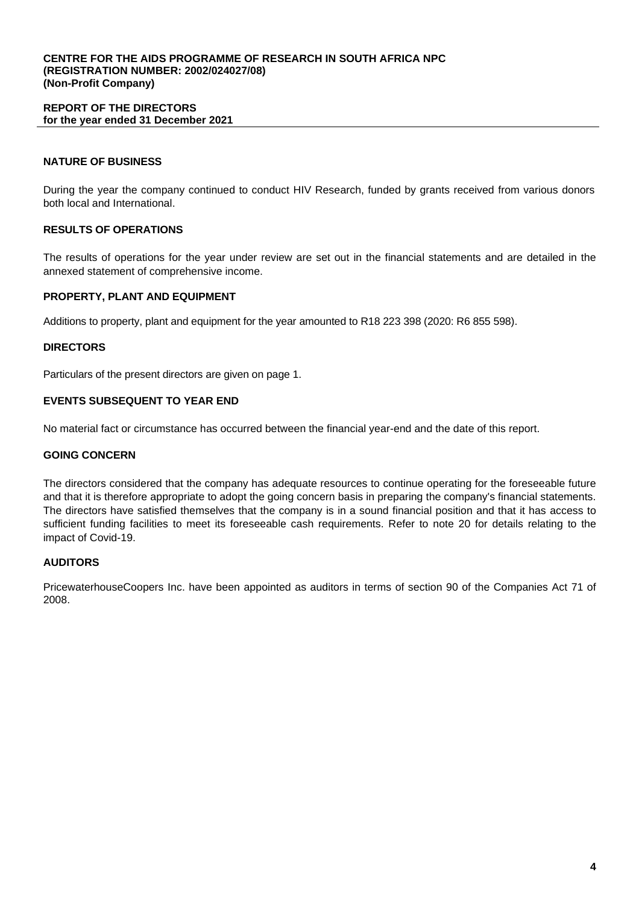**CENTRE FOR THE AIDS PROGRAMME OF RESEARCH IN SOUTH AFRICA NPC**
**(REGISTRATION NUMBER: 2002/024027/08)**
**(Non-Profit Company)**

# REPORT OF THE DIRECTORS
**for the year ended 31 December 2021**

## NATURE OF BUSINESS

During the year the company continued to conduct HIV Research, funded by grants received from various donors both local and International.

## RESULTS OF OPERATIONS

The results of operations for the year under review are set out in the financial statements and are detailed in the annexed statement of comprehensive income.

## PROPERTY, PLANT AND EQUIPMENT

Additions to property, plant and equipment for the year amounted to R18 223 398 (2020: R6 855 598).

## DIRECTORS

Particulars of the present directors are given on page 1.

## EVENTS SUBSEQUENT TO YEAR END

No material fact or circumstance has occurred between the financial year-end and the date of this report.

## GOING CONCERN

The directors considered that the company has adequate resources to continue operating for the foreseeable future and that it is therefore appropriate to adopt the going concern basis in preparing the company's financial statements. The directors have satisfied themselves that the company is in a sound financial position and that it has access to sufficient funding facilities to meet its foreseeable cash requirements. Refer to note 20 for details relating to the impact of Covid-19.

## AUDITORS

PricewaterhouseCoopers Inc. have been appointed as auditors in terms of section 90 of the Companies Act 71 of 2008.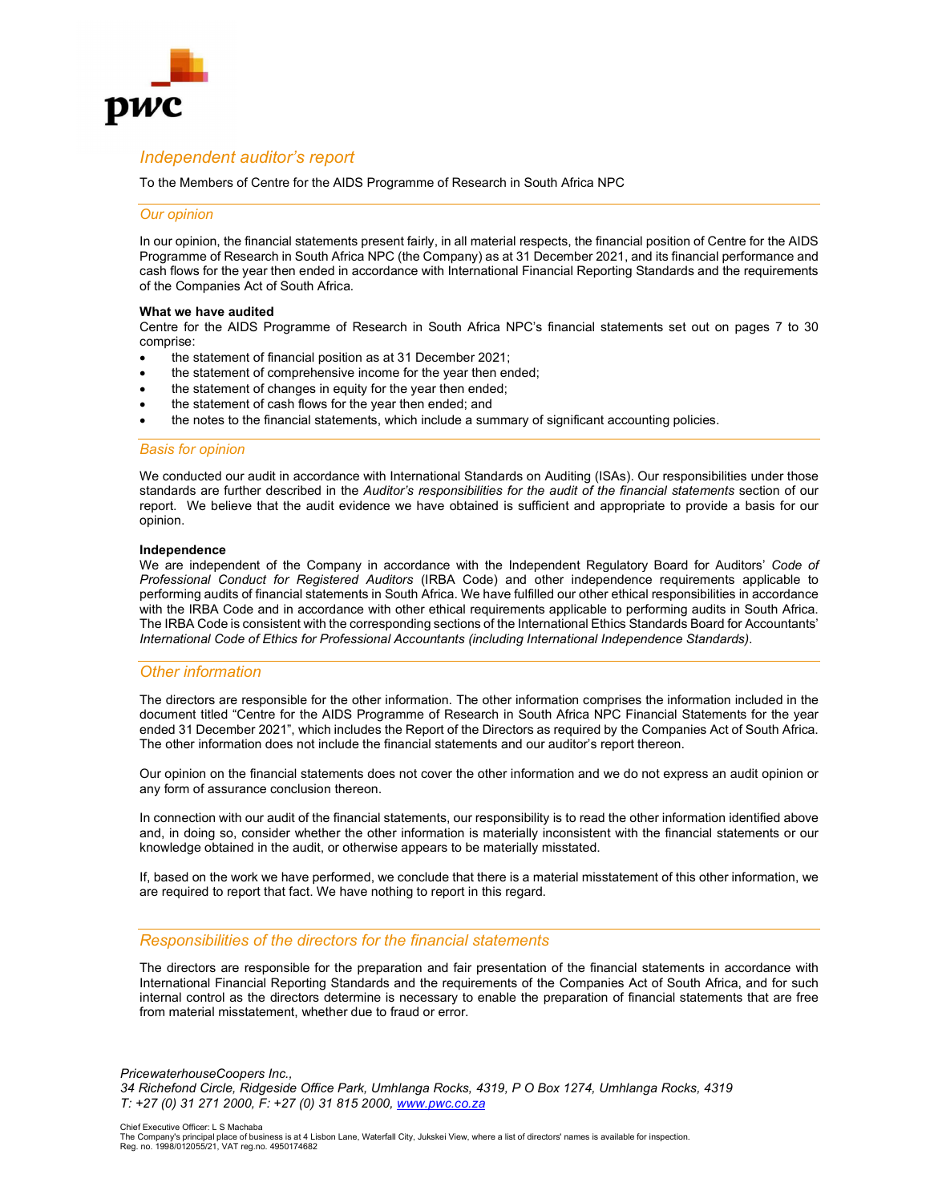# Independent auditor's report

To the Members of Centre for the AIDS Programme of Research in South Africa NPC

## Our opinion

In our opinion, the financial statements present fairly, in all material respects, the financial position of Centre for the AIDS Programme of Research in South Africa NPC (the Company) as at 31 December 2021, and its financial performance and cash flows for the year then ended in accordance with International Financial Reporting Standards and the requirements of the Companies Act of South Africa.

**What we have audited**

Centre for the AIDS Programme of Research in South Africa NPC's financial statements set out on pages 7 to 30 comprise:

- the statement of financial position as at 31 December 2021;
- the statement of comprehensive income for the year then ended;
- the statement of changes in equity for the year then ended;
- the statement of cash flows for the year then ended; and
- the notes to the financial statements, which include a summary of significant accounting policies.

## Basis for opinion

We conducted our audit in accordance with International Standards on Auditing (ISAs). Our responsibilities under those standards are further described in the *Auditor's responsibilities for the audit of the financial statements* section of our report. We believe that the audit evidence we have obtained is sufficient and appropriate to provide a basis for our opinion.

**Independence**

We are independent of the Company in accordance with the Independent Regulatory Board for Auditors' *Code of Professional Conduct for Registered Auditors* (IRBA Code) and other independence requirements applicable to performing audits of financial statements in South Africa. We have fulfilled our other ethical responsibilities in accordance with the IRBA Code and in accordance with other ethical requirements applicable to performing audits in South Africa. The IRBA Code is consistent with the corresponding sections of the International Ethics Standards Board for Accountants' *International Code of Ethics for Professional Accountants (including International Independence Standards).*

## Other information

The directors are responsible for the other information. The other information comprises the information included in the document titled "Centre for the AIDS Programme of Research in South Africa NPC Financial Statements for the year ended 31 December 2021", which includes the Report of the Directors as required by the Companies Act of South Africa. The other information does not include the financial statements and our auditor's report thereon.

Our opinion on the financial statements does not cover the other information and we do not express an audit opinion or any form of assurance conclusion thereon.

In connection with our audit of the financial statements, our responsibility is to read the other information identified above and, in doing so, consider whether the other information is materially inconsistent with the financial statements or our knowledge obtained in the audit, or otherwise appears to be materially misstated.

If, based on the work we have performed, we conclude that there is a material misstatement of this other information, we are required to report that fact. We have nothing to report in this regard.

## Responsibilities of the directors for the financial statements

The directors are responsible for the preparation and fair presentation of the financial statements in accordance with International Financial Reporting Standards and the requirements of the Companies Act of South Africa, and for such internal control as the directors determine is necessary to enable the preparation of financial statements that are free from material misstatement, whether due to fraud or error.

*PricewaterhouseCoopers Inc.,*
*34 Richefond Circle, Ridgeside Office Park, Umhlanga Rocks, 4319, P O Box 1274, Umhlanga Rocks, 4319*
*T: +27 (0) 31 271 2000, F: +27 (0) 31 815 2000, www.pwc.co.za*

Chief Executive Officer: L S Machaba
The Company's principal place of business is at 4 Lisbon Lane, Waterfall City, Jukskei View, where a list of directors' names is available for inspection.
Reg. no. 1998/012055/21, VAT reg.no. 4950174682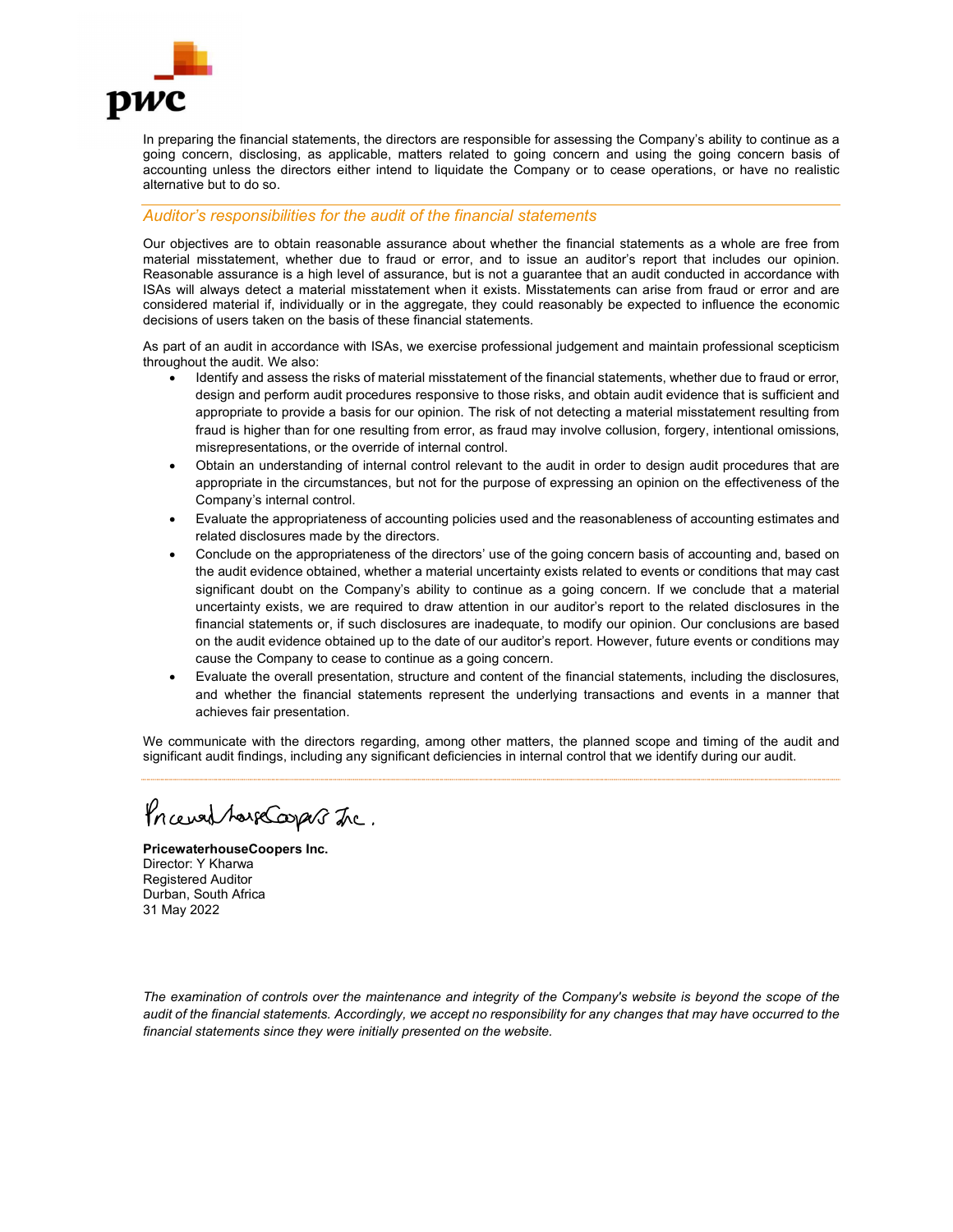In preparing the financial statements, the directors are responsible for assessing the Company's ability to continue as a going concern, disclosing, as applicable, matters related to going concern and using the going concern basis of accounting unless the directors either intend to liquidate the Company or to cease operations, or have no realistic alternative but to do so.

## *Auditor's responsibilities for the audit of the financial statements*

Our objectives are to obtain reasonable assurance about whether the financial statements as a whole are free from material misstatement, whether due to fraud or error, and to issue an auditor's report that includes our opinion. Reasonable assurance is a high level of assurance, but is not a guarantee that an audit conducted in accordance with ISAs will always detect a material misstatement when it exists. Misstatements can arise from fraud or error and are considered material if, individually or in the aggregate, they could reasonably be expected to influence the economic decisions of users taken on the basis of these financial statements.

As part of an audit in accordance with ISAs, we exercise professional judgement and maintain professional scepticism throughout the audit. We also:

- Identify and assess the risks of material misstatement of the financial statements, whether due to fraud or error, design and perform audit procedures responsive to those risks, and obtain audit evidence that is sufficient and appropriate to provide a basis for our opinion. The risk of not detecting a material misstatement resulting from fraud is higher than for one resulting from error, as fraud may involve collusion, forgery, intentional omissions, misrepresentations, or the override of internal control.
- Obtain an understanding of internal control relevant to the audit in order to design audit procedures that are appropriate in the circumstances, but not for the purpose of expressing an opinion on the effectiveness of the Company's internal control.
- Evaluate the appropriateness of accounting policies used and the reasonableness of accounting estimates and related disclosures made by the directors.
- Conclude on the appropriateness of the directors' use of the going concern basis of accounting and, based on the audit evidence obtained, whether a material uncertainty exists related to events or conditions that may cast significant doubt on the Company's ability to continue as a going concern. If we conclude that a material uncertainty exists, we are required to draw attention in our auditor's report to the related disclosures in the financial statements or, if such disclosures are inadequate, to modify our opinion. Our conclusions are based on the audit evidence obtained up to the date of our auditor's report. However, future events or conditions may cause the Company to cease to continue as a going concern.
- Evaluate the overall presentation, structure and content of the financial statements, including the disclosures, and whether the financial statements represent the underlying transactions and events in a manner that achieves fair presentation.

We communicate with the directors regarding, among other matters, the planned scope and timing of the audit and significant audit findings, including any significant deficiencies in internal control that we identify during our audit.

PricewaterhouseCoopers Inc.

**PricewaterhouseCoopers Inc.**
Director: Y Kharwa
Registered Auditor
Durban, South Africa
31 May 2022

*The examination of controls over the maintenance and integrity of the Company's website is beyond the scope of the audit of the financial statements. Accordingly, we accept no responsibility for any changes that may have occurred to the financial statements since they were initially presented on the website.*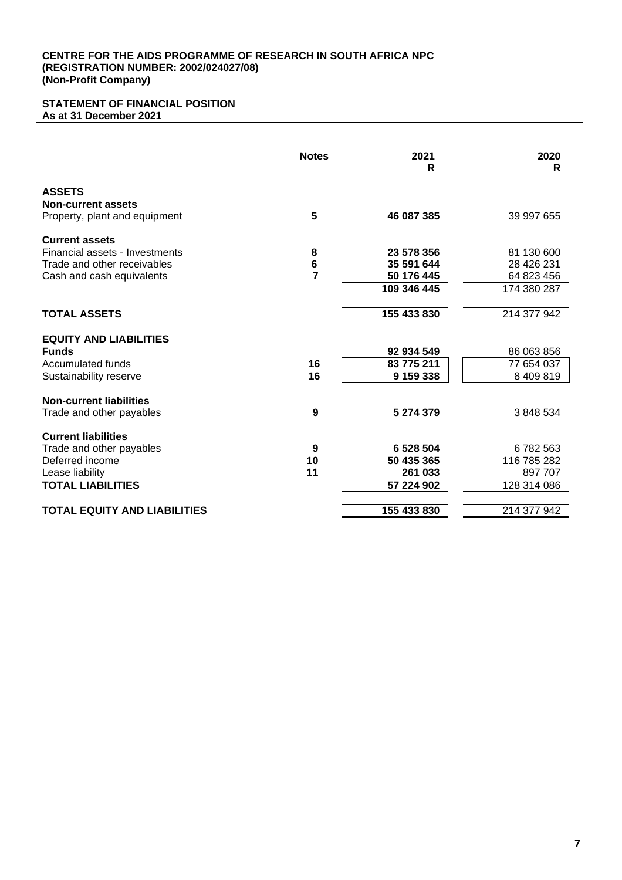**CENTRE FOR THE AIDS PROGRAMME OF RESEARCH IN SOUTH AFRICA NPC**
**(REGISTRATION NUMBER: 2002/024027/08)**
**(Non-Profit Company)**

## STATEMENT OF FINANCIAL POSITION
**As at 31 December 2021**

| | Notes | 2021 R | 2020 R |
|---|---|---|---|
| **ASSETS** | | | |
| **Non-current assets** | | | |
| Property, plant and equipment | **5** | **46 087 385** | 39 997 655 |
| **Current assets** | | | |
| Financial assets - Investments | **8** | **23 578 356** | 81 130 600 |
| Trade and other receivables | **6** | **35 591 644** | 28 426 231 |
| Cash and cash equivalents | **7** | **50 176 445** | 64 823 456 |
| | | **109 346 445** | 174 380 287 |
| **TOTAL ASSETS** | | **155 433 830** | 214 377 942 |
| **EQUITY AND LIABILITIES** | | | |
| **Funds** | | **92 934 549** | 86 063 856 |
| Accumulated funds | **16** | **83 775 211** | 77 654 037 |
| Sustainability reserve | **16** | **9 159 338** | 8 409 819 |
| **Non-current liabilities** | | | |
| Trade and other payables | **9** | **5 274 379** | 3 848 534 |
| **Current liabilities** | | | |
| Trade and other payables | **9** | **6 528 504** | 6 782 563 |
| Deferred income | **10** | **50 435 365** | 116 785 282 |
| Lease liability | **11** | **261 033** | 897 707 |
| **TOTAL LIABILITIES** | | **57 224 902** | 128 314 086 |
| **TOTAL EQUITY AND LIABILITIES** | | **155 433 830** | 214 377 942 |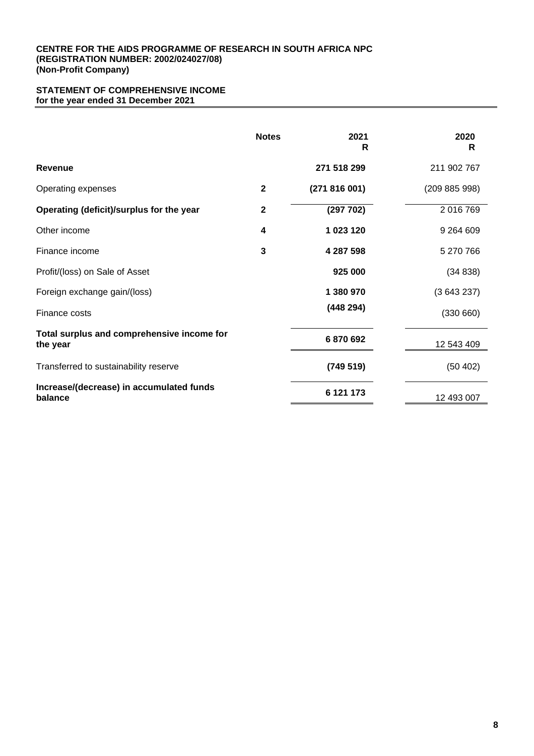**CENTRE FOR THE AIDS PROGRAMME OF RESEARCH IN SOUTH AFRICA NPC**
**(REGISTRATION NUMBER: 2002/024027/08)**
**(Non-Profit Company)**

## STATEMENT OF COMPREHENSIVE INCOME
**for the year ended 31 December 2021**

| | Notes | 2021<br>R | 2020<br>R |
|---|---|---|---|
| **Revenue** | | **271 518 299** | 211 902 767 |
| Operating expenses | **2** | **(271 816 001)** | (209 885 998) |
| **Operating (deficit)/surplus for the year** | **2** | **(297 702)** | 2 016 769 |
| Other income | **4** | **1 023 120** | 9 264 609 |
| Finance income | **3** | **4 287 598** | 5 270 766 |
| Profit/(loss) on Sale of Asset | | **925 000** | (34 838) |
| Foreign exchange gain/(loss) | | **1 380 970** | (3 643 237) |
| Finance costs | | **(448 294)** | (330 660) |
| **Total surplus and comprehensive income for the year** | | **6 870 692** | 12 543 409 |
| Transferred to sustainability reserve | | **(749 519)** | (50 402) |
| **Increase/(decrease) in accumulated funds balance** | | **6 121 173** | 12 493 007 |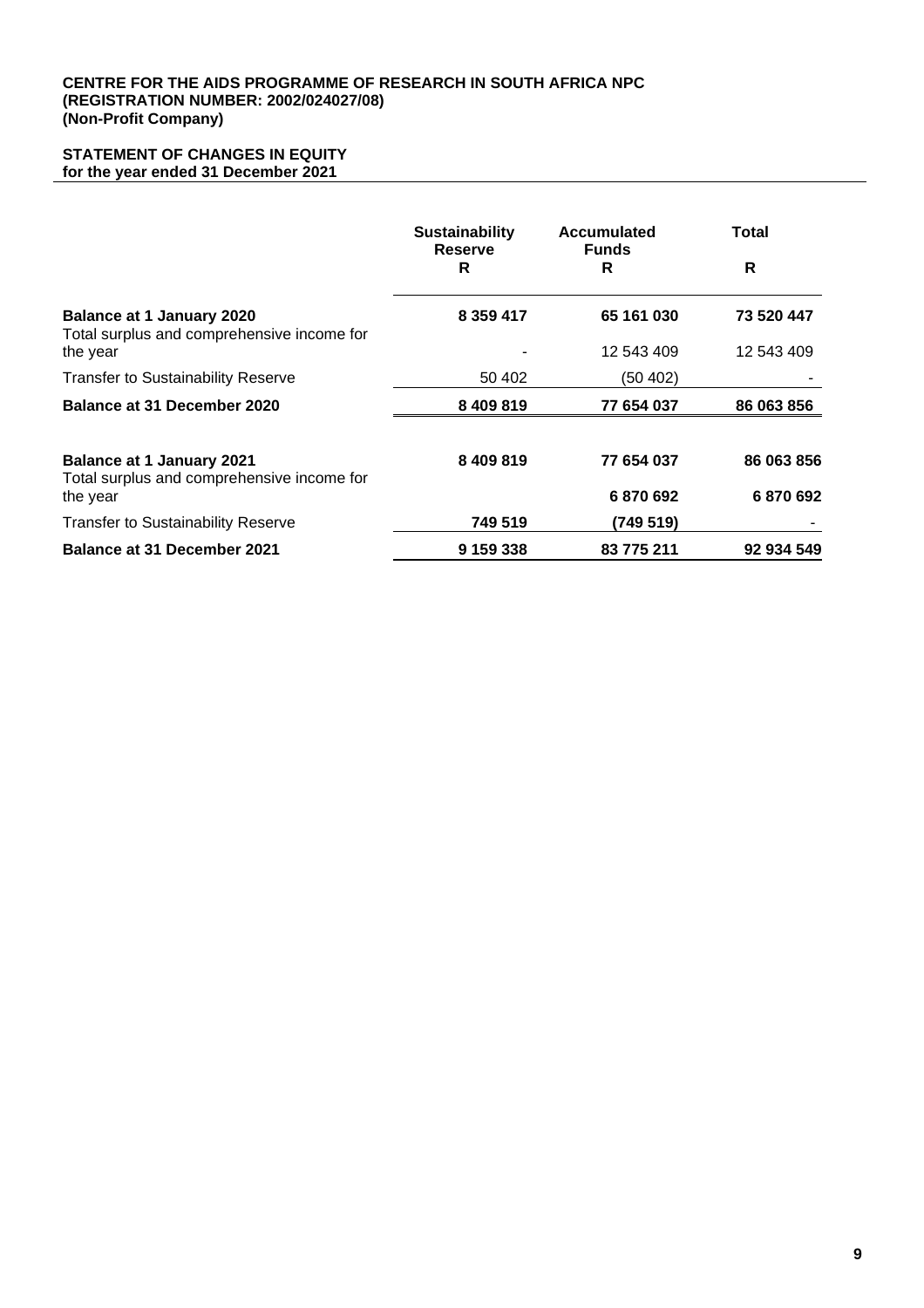**CENTRE FOR THE AIDS PROGRAMME OF RESEARCH IN SOUTH AFRICA NPC**
**(REGISTRATION NUMBER: 2002/024027/08)**
**(Non-Profit Company)**

**STATEMENT OF CHANGES IN EQUITY**
**for the year ended 31 December 2021**

| | Sustainability Reserve R | Accumulated Funds R | Total R |
|---|---|---|---|
| **Balance at 1 January 2020** | **8 359 417** | **65 161 030** | **73 520 447** |
| Total surplus and comprehensive income for the year | - | 12 543 409 | 12 543 409 |
| Transfer to Sustainability Reserve | 50 402 | (50 402) | - |
| **Balance at 31 December 2020** | **8 409 819** | **77 654 037** | **86 063 856** |
| | | | |
| **Balance at 1 January 2021** | **8 409 819** | **77 654 037** | **86 063 856** |
| Total surplus and comprehensive income for the year | | **6 870 692** | **6 870 692** |
| Transfer to Sustainability Reserve | **749 519** | **(749 519)** | - |
| **Balance at 31 December 2021** | **9 159 338** | **83 775 211** | **92 934 549** |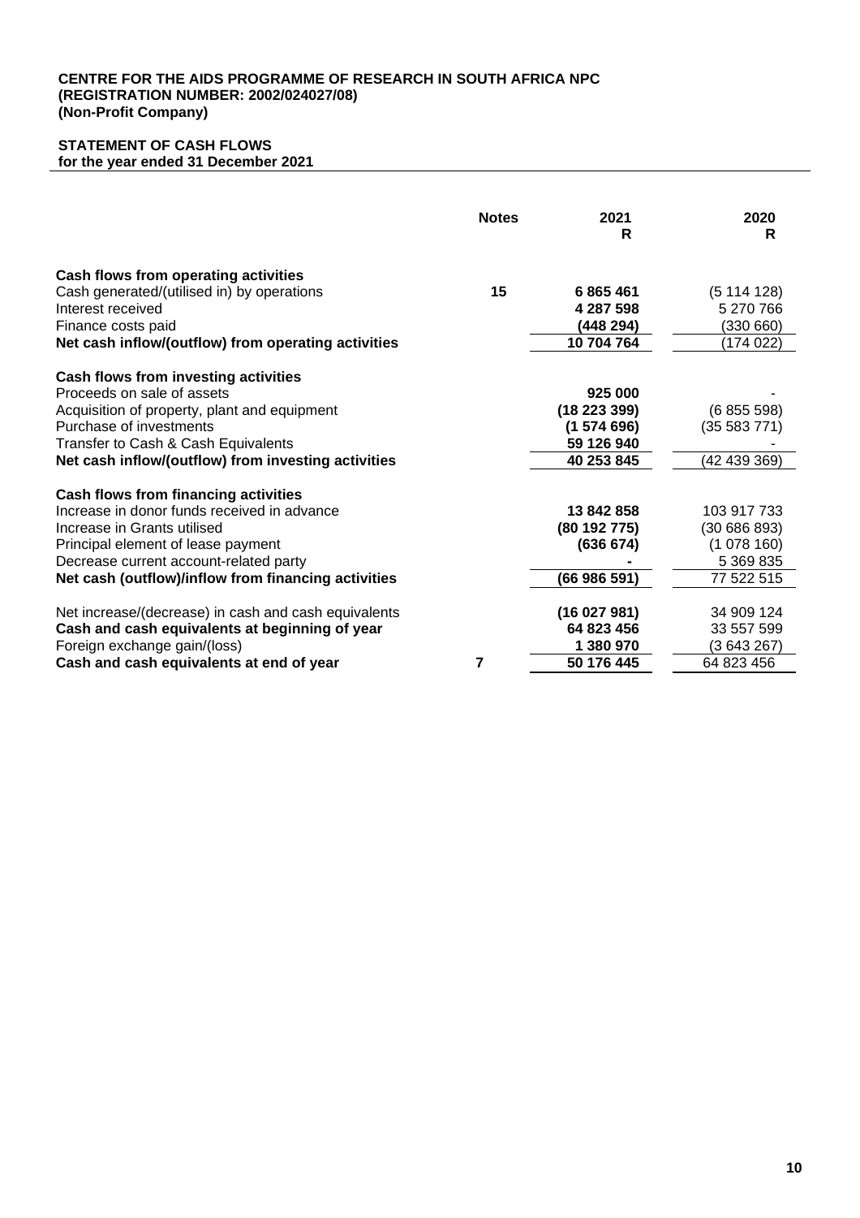**CENTRE FOR THE AIDS PROGRAMME OF RESEARCH IN SOUTH AFRICA NPC**
**(REGISTRATION NUMBER: 2002/024027/08)**
**(Non-Profit Company)**

## STATEMENT OF CASH FLOWS
**for the year ended 31 December 2021**

| | Notes | 2021 R | 2020 R |
|---|---|---|---|
| **Cash flows from operating activities** | | | |
| Cash generated/(utilised in) by operations | 15 | **6 865 461** | (5 114 128) |
| Interest received | | **4 287 598** | 5 270 766 |
| Finance costs paid | | **(448 294)** | (330 660) |
| **Net cash inflow/(outflow) from operating activities** | | **10 704 764** | (174 022) |
| **Cash flows from investing activities** | | | |
| Proceeds on sale of assets | | **925 000** | - |
| Acquisition of property, plant and equipment | | **(18 223 399)** | (6 855 598) |
| Purchase of investments | | **(1 574 696)** | (35 583 771) |
| Transfer to Cash & Cash Equivalents | | **59 126 940** | - |
| **Net cash inflow/(outflow) from investing activities** | | **40 253 845** | (42 439 369) |
| **Cash flows from financing activities** | | | |
| Increase in donor funds received in advance | | **13 842 858** | 103 917 733 |
| Increase in Grants utilised | | **(80 192 775)** | (30 686 893) |
| Principal element of lease payment | | **(636 674)** | (1 078 160) |
| Decrease current account-related party | | **-** | 5 369 835 |
| **Net cash (outflow)/inflow from financing activities** | | **(66 986 591)** | 77 522 515 |
| Net increase/(decrease) in cash and cash equivalents | | **(16 027 981)** | 34 909 124 |
| **Cash and cash equivalents at beginning of year** | | **64 823 456** | 33 557 599 |
| Foreign exchange gain/(loss) | | **1 380 970** | (3 643 267) |
| **Cash and cash equivalents at end of year** | 7 | **50 176 445** | 64 823 456 |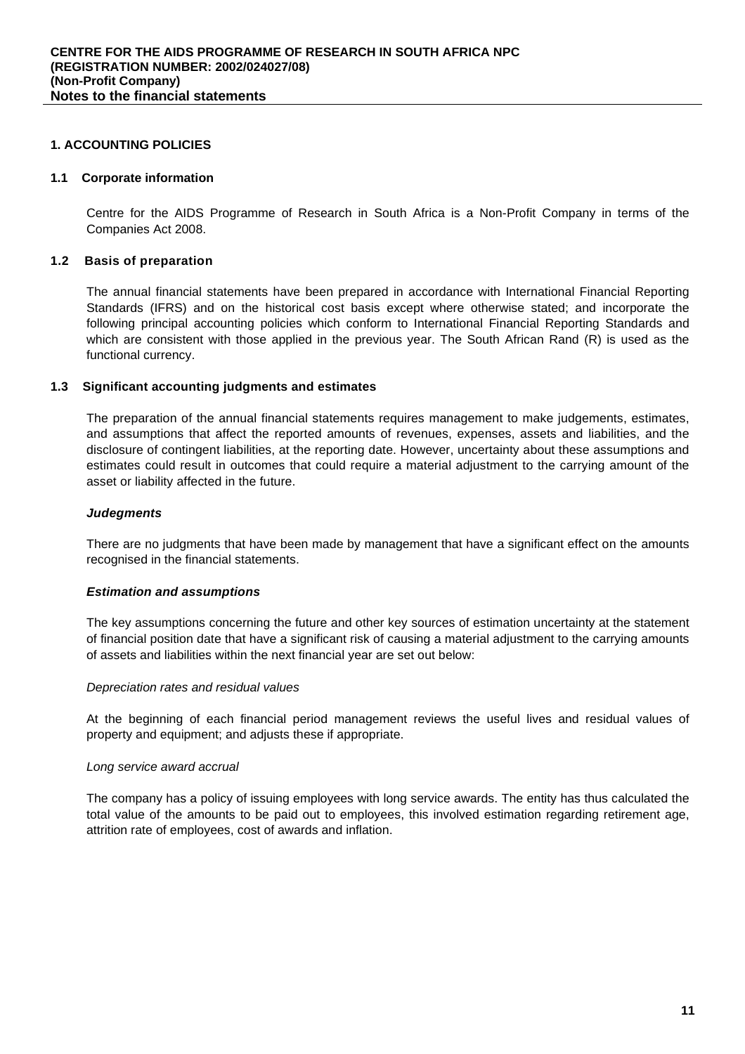## 1. ACCOUNTING POLICIES

### 1.1 Corporate information

Centre for the AIDS Programme of Research in South Africa is a Non-Profit Company in terms of the Companies Act 2008.

### 1.2 Basis of preparation

The annual financial statements have been prepared in accordance with International Financial Reporting Standards (IFRS) and on the historical cost basis except where otherwise stated; and incorporate the following principal accounting policies which conform to International Financial Reporting Standards and which are consistent with those applied in the previous year. The South African Rand (R) is used as the functional currency.

### 1.3 Significant accounting judgments and estimates

The preparation of the annual financial statements requires management to make judgements, estimates, and assumptions that affect the reported amounts of revenues, expenses, assets and liabilities, and the disclosure of contingent liabilities, at the reporting date. However, uncertainty about these assumptions and estimates could result in outcomes that could require a material adjustment to the carrying amount of the asset or liability affected in the future.

***Judgments***

There are no judgments that have been made by management that have a significant effect on the amounts recognised in the financial statements.

***Estimation and assumptions***

The key assumptions concerning the future and other key sources of estimation uncertainty at the statement of financial position date that have a significant risk of causing a material adjustment to the carrying amounts of assets and liabilities within the next financial year are set out below:

*Depreciation rates and residual values*

At the beginning of each financial period management reviews the useful lives and residual values of property and equipment; and adjusts these if appropriate.

*Long service award accrual*

The company has a policy of issuing employees with long service awards. The entity has thus calculated the total value of the amounts to be paid out to employees, this involved estimation regarding retirement age, attrition rate of employees, cost of awards and inflation.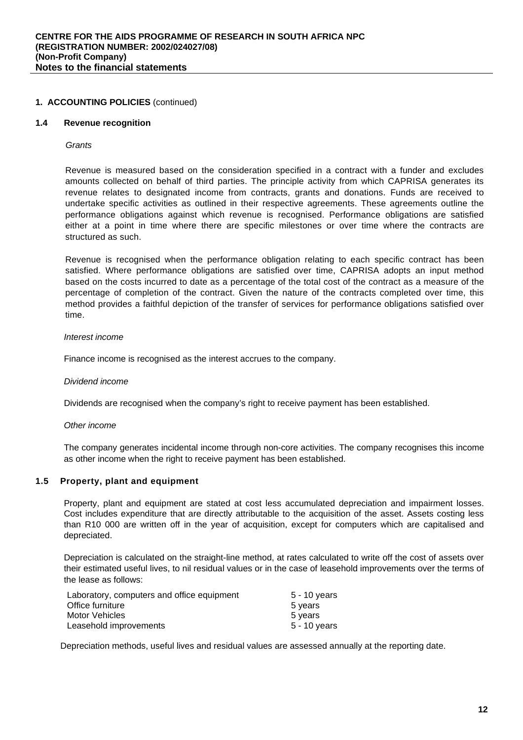**1. ACCOUNTING POLICIES** (continued)

### 1.4 Revenue recognition

*Grants*

Revenue is measured based on the consideration specified in a contract with a funder and excludes amounts collected on behalf of third parties. The principle activity from which CAPRISA generates its revenue relates to designated income from contracts, grants and donations. Funds are received to undertake specific activities as outlined in their respective agreements. These agreements outline the performance obligations against which revenue is recognised. Performance obligations are satisfied either at a point in time where there are specific milestones or over time where the contracts are structured as such.

Revenue is recognised when the performance obligation relating to each specific contract has been satisfied. Where performance obligations are satisfied over time, CAPRISA adopts an input method based on the costs incurred to date as a percentage of the total cost of the contract as a measure of the percentage of completion of the contract. Given the nature of the contracts completed over time, this method provides a faithful depiction of the transfer of services for performance obligations satisfied over time.

*Interest income*

Finance income is recognised as the interest accrues to the company.

*Dividend income*

Dividends are recognised when the company's right to receive payment has been established.

*Other income*

The company generates incidental income through non-core activities. The company recognises this income as other income when the right to receive payment has been established.

### 1.5 Property, plant and equipment

Property, plant and equipment are stated at cost less accumulated depreciation and impairment losses. Cost includes expenditure that are directly attributable to the acquisition of the asset. Assets costing less than R10 000 are written off in the year of acquisition, except for computers which are capitalised and depreciated.

Depreciation is calculated on the straight-line method, at rates calculated to write off the cost of assets over their estimated useful lives, to nil residual values or in the case of leasehold improvements over the terms of the lease as follows:

| | |
|---|---|
| Laboratory, computers and office equipment | 5 - 10 years |
| Office furniture | 5 years |
| Motor Vehicles | 5 years |
| Leasehold improvements | 5 - 10 years |

Depreciation methods, useful lives and residual values are assessed annually at the reporting date.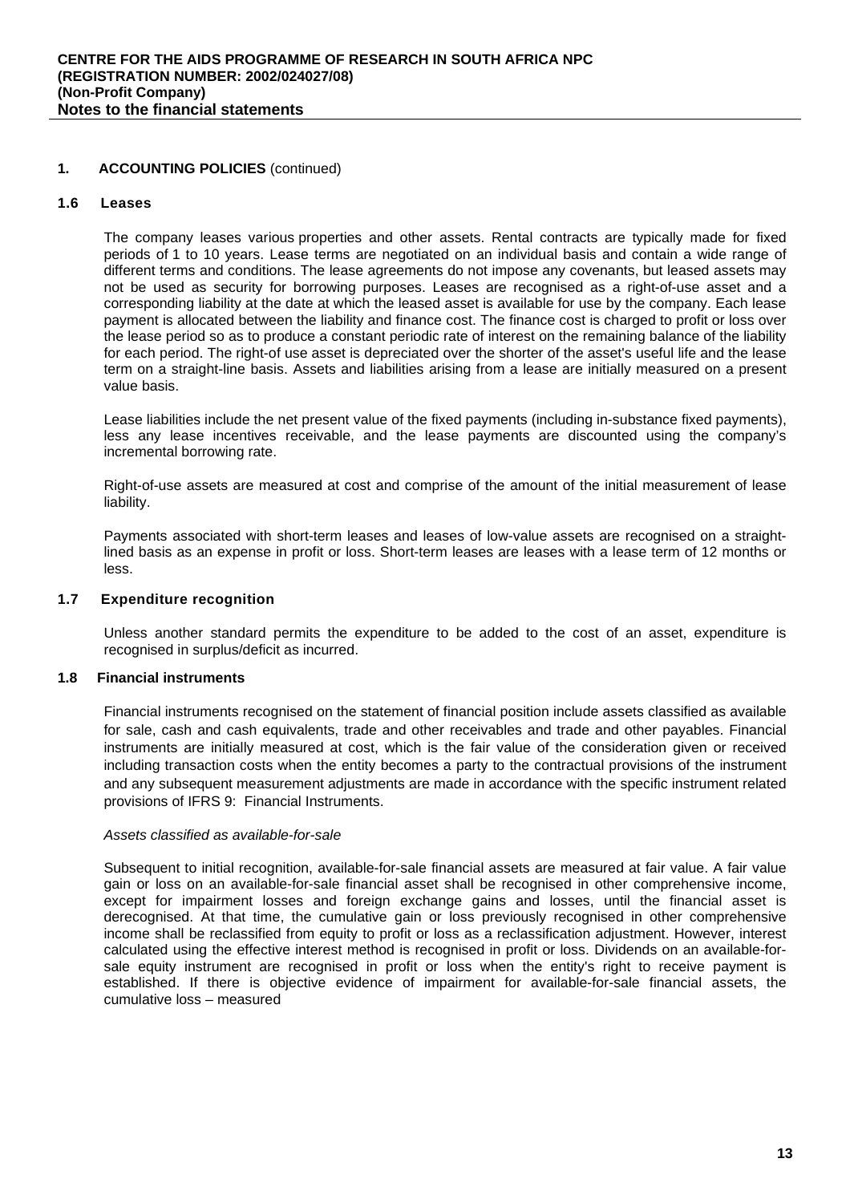## 1. ACCOUNTING POLICIES (continued)

### 1.6 Leases

The company leases various properties and other assets. Rental contracts are typically made for fixed periods of 1 to 10 years. Lease terms are negotiated on an individual basis and contain a wide range of different terms and conditions. The lease agreements do not impose any covenants, but leased assets may not be used as security for borrowing purposes. Leases are recognised as a right-of-use asset and a corresponding liability at the date at which the leased asset is available for use by the company. Each lease payment is allocated between the liability and finance cost. The finance cost is charged to profit or loss over the lease period so as to produce a constant periodic rate of interest on the remaining balance of the liability for each period. The right-of use asset is depreciated over the shorter of the asset's useful life and the lease term on a straight-line basis. Assets and liabilities arising from a lease are initially measured on a present value basis.

Lease liabilities include the net present value of the fixed payments (including in-substance fixed payments), less any lease incentives receivable, and the lease payments are discounted using the company's incremental borrowing rate.

Right-of-use assets are measured at cost and comprise of the amount of the initial measurement of lease liability.

Payments associated with short-term leases and leases of low-value assets are recognised on a straight-lined basis as an expense in profit or loss. Short-term leases are leases with a lease term of 12 months or less.

### 1.7 Expenditure recognition

Unless another standard permits the expenditure to be added to the cost of an asset, expenditure is recognised in surplus/deficit as incurred.

### 1.8 Financial instruments

Financial instruments recognised on the statement of financial position include assets classified as available for sale, cash and cash equivalents, trade and other receivables and trade and other payables. Financial instruments are initially measured at cost, which is the fair value of the consideration given or received including transaction costs when the entity becomes a party to the contractual provisions of the instrument and any subsequent measurement adjustments are made in accordance with the specific instrument related provisions of IFRS 9: Financial Instruments.

*Assets classified as available-for-sale*

Subsequent to initial recognition, available-for-sale financial assets are measured at fair value. A fair value gain or loss on an available-for-sale financial asset shall be recognised in other comprehensive income, except for impairment losses and foreign exchange gains and losses, until the financial asset is derecognised. At that time, the cumulative gain or loss previously recognised in other comprehensive income shall be reclassified from equity to profit or loss as a reclassification adjustment. However, interest calculated using the effective interest method is recognised in profit or loss. Dividends on an available-for-sale equity instrument are recognised in profit or loss when the entity's right to receive payment is established. If there is objective evidence of impairment for available-for-sale financial assets, the cumulative loss – measured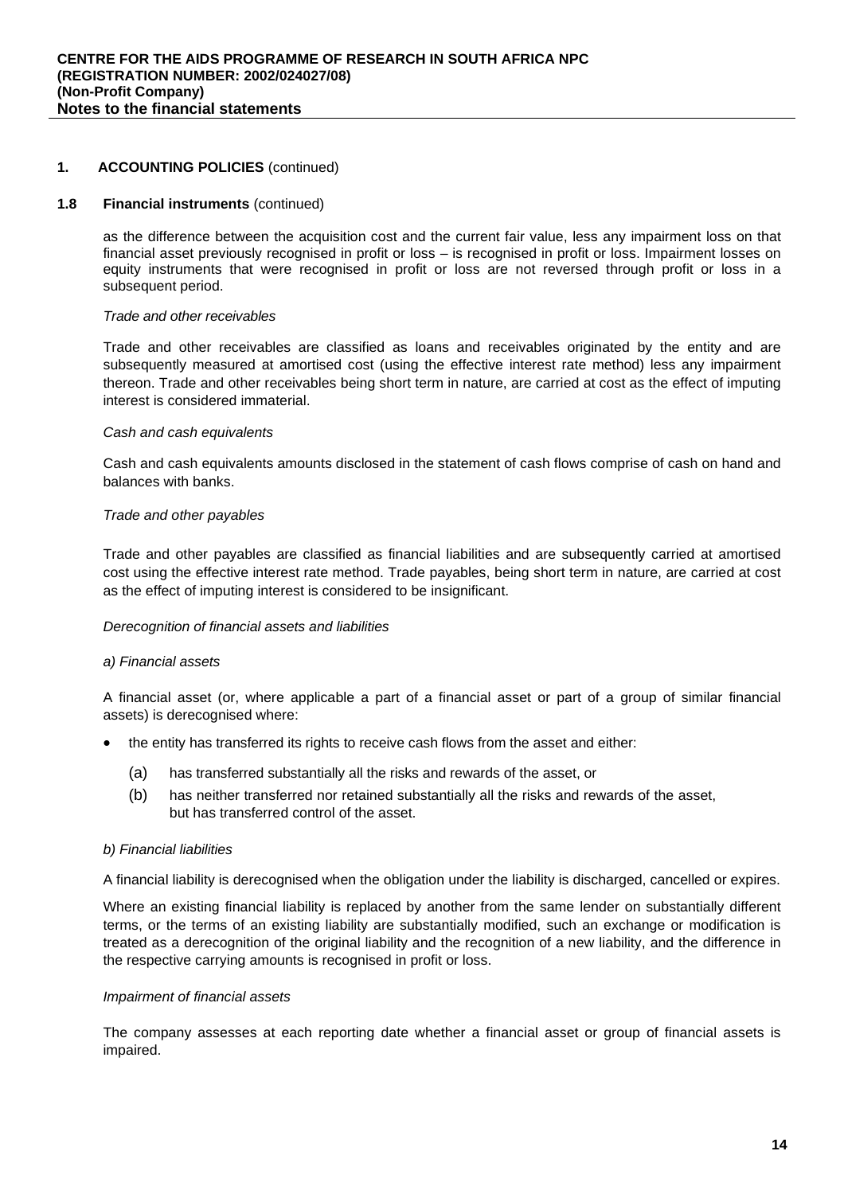## 1. ACCOUNTING POLICIES (continued)

### 1.8 Financial instruments (continued)

as the difference between the acquisition cost and the current fair value, less any impairment loss on that financial asset previously recognised in profit or loss – is recognised in profit or loss. Impairment losses on equity instruments that were recognised in profit or loss are not reversed through profit or loss in a subsequent period.

*Trade and other receivables*

Trade and other receivables are classified as loans and receivables originated by the entity and are subsequently measured at amortised cost (using the effective interest rate method) less any impairment thereon. Trade and other receivables being short term in nature, are carried at cost as the effect of imputing interest is considered immaterial.

*Cash and cash equivalents*

Cash and cash equivalents amounts disclosed in the statement of cash flows comprise of cash on hand and balances with banks.

*Trade and other payables*

Trade and other payables are classified as financial liabilities and are subsequently carried at amortised cost using the effective interest rate method. Trade payables, being short term in nature, are carried at cost as the effect of imputing interest is considered to be insignificant.

*Derecognition of financial assets and liabilities*

*a) Financial assets*

A financial asset (or, where applicable a part of a financial asset or part of a group of similar financial assets) is derecognised where:

- the entity has transferred its rights to receive cash flows from the asset and either:
  - (a) has transferred substantially all the risks and rewards of the asset, or
  - (b) has neither transferred nor retained substantially all the risks and rewards of the asset, but has transferred control of the asset.

*b) Financial liabilities*

A financial liability is derecognised when the obligation under the liability is discharged, cancelled or expires.

Where an existing financial liability is replaced by another from the same lender on substantially different terms, or the terms of an existing liability are substantially modified, such an exchange or modification is treated as a derecognition of the original liability and the recognition of a new liability, and the difference in the respective carrying amounts is recognised in profit or loss.

*Impairment of financial assets*

The company assesses at each reporting date whether a financial asset or group of financial assets is impaired.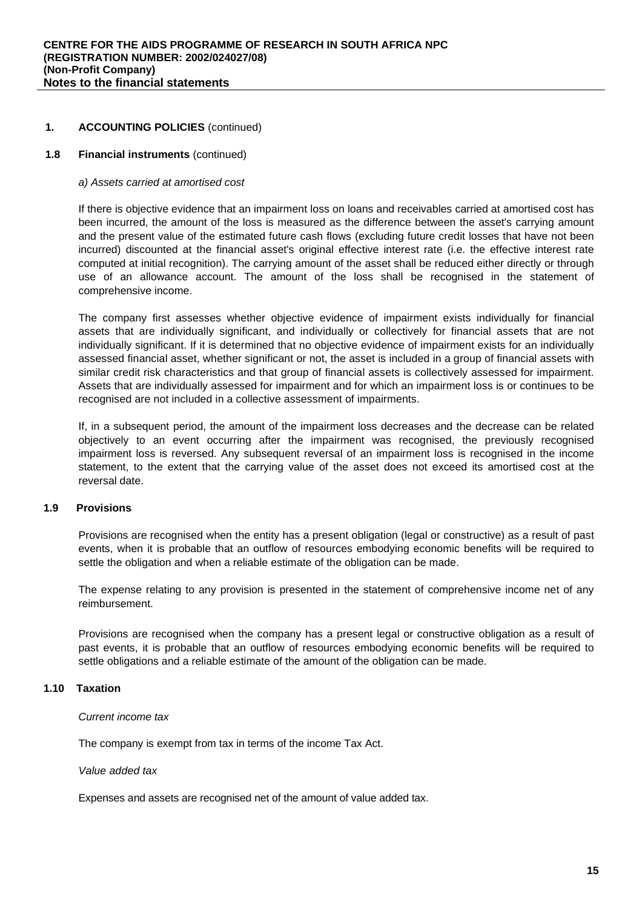## 1. ACCOUNTING POLICIES (continued)

### 1.8 Financial instruments (continued)

*a) Assets carried at amortised cost*

If there is objective evidence that an impairment loss on loans and receivables carried at amortised cost has been incurred, the amount of the loss is measured as the difference between the asset's carrying amount and the present value of the estimated future cash flows (excluding future credit losses that have not been incurred) discounted at the financial asset's original effective interest rate (i.e. the effective interest rate computed at initial recognition). The carrying amount of the asset shall be reduced either directly or through use of an allowance account. The amount of the loss shall be recognised in the statement of comprehensive income.

The company first assesses whether objective evidence of impairment exists individually for financial assets that are individually significant, and individually or collectively for financial assets that are not individually significant. If it is determined that no objective evidence of impairment exists for an individually assessed financial asset, whether significant or not, the asset is included in a group of financial assets with similar credit risk characteristics and that group of financial assets is collectively assessed for impairment. Assets that are individually assessed for impairment and for which an impairment loss is or continues to be recognised are not included in a collective assessment of impairments.

If, in a subsequent period, the amount of the impairment loss decreases and the decrease can be related objectively to an event occurring after the impairment was recognised, the previously recognised impairment loss is reversed. Any subsequent reversal of an impairment loss is recognised in the income statement, to the extent that the carrying value of the asset does not exceed its amortised cost at the reversal date.

### 1.9 Provisions

Provisions are recognised when the entity has a present obligation (legal or constructive) as a result of past events, when it is probable that an outflow of resources embodying economic benefits will be required to settle the obligation and when a reliable estimate of the obligation can be made.

The expense relating to any provision is presented in the statement of comprehensive income net of any reimbursement.

Provisions are recognised when the company has a present legal or constructive obligation as a result of past events, it is probable that an outflow of resources embodying economic benefits will be required to settle obligations and a reliable estimate of the amount of the obligation can be made.

### 1.10 Taxation

*Current income tax*

The company is exempt from tax in terms of the income Tax Act.

*Value added tax*

Expenses and assets are recognised net of the amount of value added tax.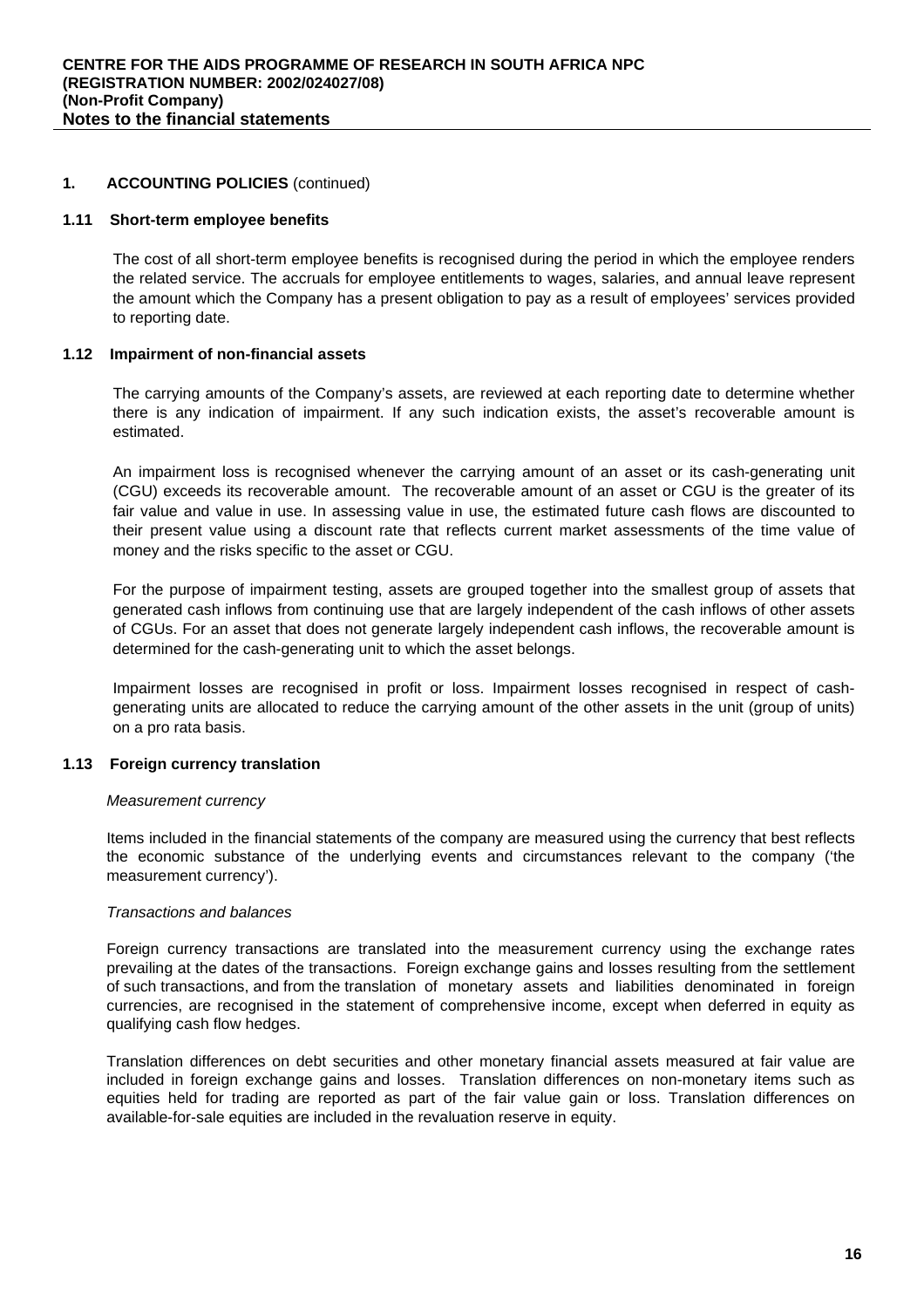## 1. ACCOUNTING POLICIES (continued)

### 1.11 Short-term employee benefits

The cost of all short-term employee benefits is recognised during the period in which the employee renders the related service. The accruals for employee entitlements to wages, salaries, and annual leave represent the amount which the Company has a present obligation to pay as a result of employees' services provided to reporting date.

### 1.12 Impairment of non-financial assets

The carrying amounts of the Company's assets, are reviewed at each reporting date to determine whether there is any indication of impairment. If any such indication exists, the asset's recoverable amount is estimated.

An impairment loss is recognised whenever the carrying amount of an asset or its cash-generating unit (CGU) exceeds its recoverable amount. The recoverable amount of an asset or CGU is the greater of its fair value and value in use. In assessing value in use, the estimated future cash flows are discounted to their present value using a discount rate that reflects current market assessments of the time value of money and the risks specific to the asset or CGU.

For the purpose of impairment testing, assets are grouped together into the smallest group of assets that generated cash inflows from continuing use that are largely independent of the cash inflows of other assets of CGUs. For an asset that does not generate largely independent cash inflows, the recoverable amount is determined for the cash-generating unit to which the asset belongs.

Impairment losses are recognised in profit or loss. Impairment losses recognised in respect of cash-generating units are allocated to reduce the carrying amount of the other assets in the unit (group of units) on a pro rata basis.

### 1.13 Foreign currency translation

*Measurement currency*

Items included in the financial statements of the company are measured using the currency that best reflects the economic substance of the underlying events and circumstances relevant to the company ('the measurement currency').

*Transactions and balances*

Foreign currency transactions are translated into the measurement currency using the exchange rates prevailing at the dates of the transactions. Foreign exchange gains and losses resulting from the settlement of such transactions, and from the translation of monetary assets and liabilities denominated in foreign currencies, are recognised in the statement of comprehensive income, except when deferred in equity as qualifying cash flow hedges.

Translation differences on debt securities and other monetary financial assets measured at fair value are included in foreign exchange gains and losses. Translation differences on non-monetary items such as equities held for trading are reported as part of the fair value gain or loss. Translation differences on available-for-sale equities are included in the revaluation reserve in equity.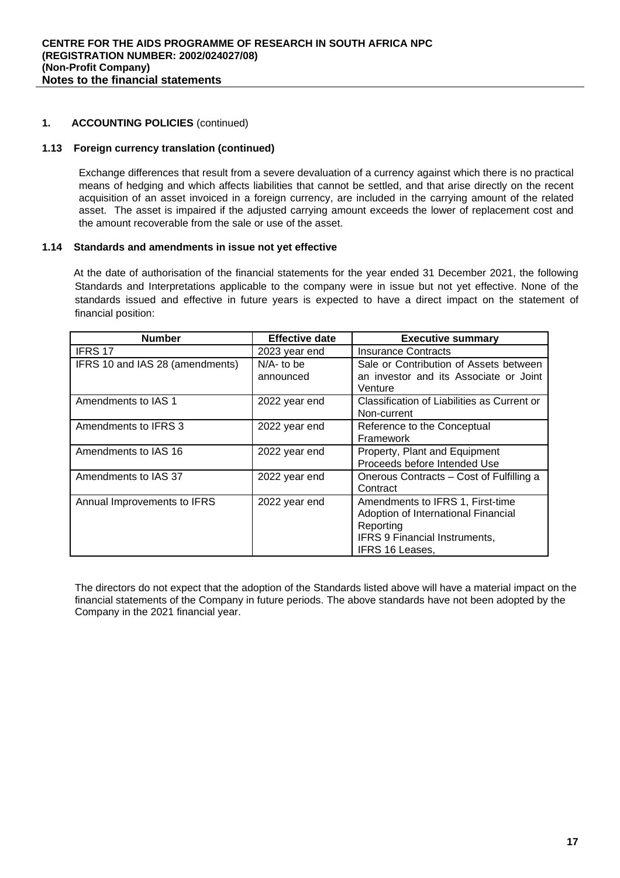**CENTRE FOR THE AIDS PROGRAMME OF RESEARCH IN SOUTH AFRICA NPC**
**(REGISTRATION NUMBER: 2002/024027/08)**
**(Non-Profit Company)**
**Notes to the financial statements**

## 1. ACCOUNTING POLICIES (continued)

### 1.13 Foreign currency translation (continued)

Exchange differences that result from a severe devaluation of a currency against which there is no practical means of hedging and which affects liabilities that cannot be settled, and that arise directly on the recent acquisition of an asset invoiced in a foreign currency, are included in the carrying amount of the related asset. The asset is impaired if the adjusted carrying amount exceeds the lower of replacement cost and the amount recoverable from the sale or use of the asset.

### 1.14 Standards and amendments in issue not yet effective

At the date of authorisation of the financial statements for the year ended 31 December 2021, the following Standards and Interpretations applicable to the company were in issue but not yet effective. None of the standards issued and effective in future years is expected to have a direct impact on the statement of financial position:

| Number | Effective date | Executive summary |
|---|---|---|
| IFRS 17 | 2023 year end | Insurance Contracts |
| IFRS 10 and IAS 28 (amendments) | N/A- to be announced | Sale or Contribution of Assets between an investor and its Associate or Joint Venture |
| Amendments to IAS 1 | 2022 year end | Classification of Liabilities as Current or Non-current |
| Amendments to IFRS 3 | 2022 year end | Reference to the Conceptual Framework |
| Amendments to IAS 16 | 2022 year end | Property, Plant and Equipment Proceeds before Intended Use |
| Amendments to IAS 37 | 2022 year end | Onerous Contracts – Cost of Fulfilling a Contract |
| Annual Improvements to IFRS | 2022 year end | Amendments to IFRS 1, First-time Adoption of International Financial Reporting<br>IFRS 9 Financial Instruments,<br>IFRS 16 Leases, |

The directors do not expect that the adoption of the Standards listed above will have a material impact on the financial statements of the Company in future periods. The above standards have not been adopted by the Company in the 2021 financial year.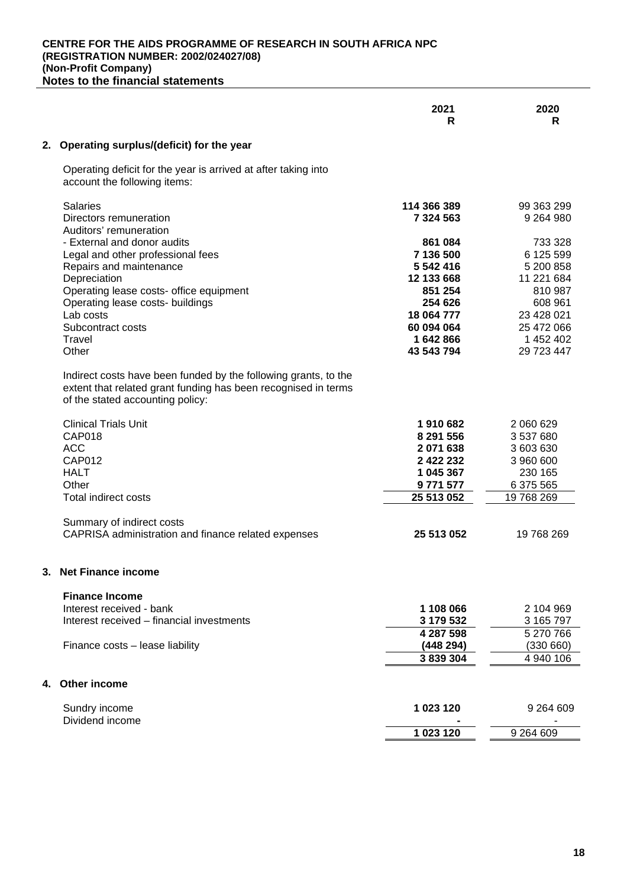**CENTRE FOR THE AIDS PROGRAMME OF RESEARCH IN SOUTH AFRICA NPC**
**(REGISTRATION NUMBER: 2002/024027/08)**
**(Non-Profit Company)**
**Notes to the financial statements**

| | 2021<br>R | 2020<br>R |
|---|---|---|

## 2. Operating surplus/(deficit) for the year

Operating deficit for the year is arrived at after taking into account the following items:

| | 2021<br>R | 2020<br>R |
|---|---|---|
| Salaries | **114 366 389** | 99 363 299 |
| Directors remuneration | **7 324 563** | 9 264 980 |
| Auditors' remuneration | | |
| - External and donor audits | **861 084** | 733 328 |
| Legal and other professional fees | **7 136 500** | 6 125 599 |
| Repairs and maintenance | **5 542 416** | 5 200 858 |
| Depreciation | **12 133 668** | 11 221 684 |
| Operating lease costs- office equipment | **851 254** | 810 987 |
| Operating lease costs- buildings | **254 626** | 608 961 |
| Lab costs | **18 064 777** | 23 428 021 |
| Subcontract costs | **60 094 064** | 25 472 066 |
| Travel | **1 642 866** | 1 452 402 |
| Other | **43 543 794** | 29 723 447 |

Indirect costs have been funded by the following grants, to the extent that related grant funding has been recognised in terms of the stated accounting policy:

| | 2021<br>R | 2020<br>R |
|---|---|---|
| Clinical Trials Unit | **1 910 682** | 2 060 629 |
| CAP018 | **8 291 556** | 3 537 680 |
| ACC | **2 071 638** | 3 603 630 |
| CAP012 | **2 422 232** | 3 960 600 |
| HALT | **1 045 367** | 230 165 |
| Other | **9 771 577** | 6 375 565 |
| Total indirect costs | **25 513 052** | 19 768 269 |
| | | |
| Summary of indirect costs | | |
| CAPRISA administration and finance related expenses | **25 513 052** | 19 768 269 |

## 3. Net Finance income

| | 2021<br>R | 2020<br>R |
|---|---|---|
| **Finance Income** | | |
| Interest received - bank | **1 108 066** | 2 104 969 |
| Interest received – financial investments | **3 179 532** | 3 165 797 |
| | **4 287 598** | 5 270 766 |
| Finance costs – lease liability | **(448 294)** | (330 660) |
| | **3 839 304** | 4 940 106 |

## 4. Other income

| | 2021<br>R | 2020<br>R |
|---|---|---|
| Sundry income | **1 023 120** | 9 264 609 |
| Dividend income | **-** | - |
| | **1 023 120** | 9 264 609 |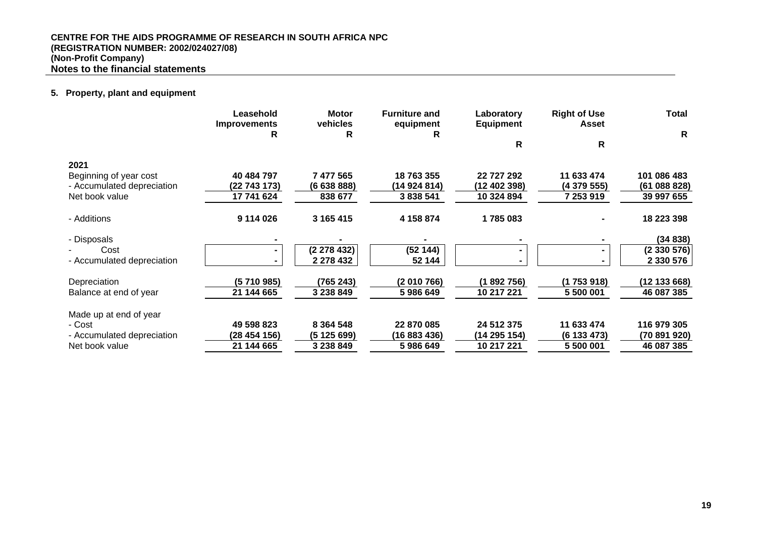**CENTRE FOR THE AIDS PROGRAMME OF RESEARCH IN SOUTH AFRICA NPC**
**(REGISTRATION NUMBER: 2002/024027/08)**
**(Non-Profit Company)**
**Notes to the financial statements**

## 5. Property, plant and equipment

| | Leasehold Improvements R | Motor vehicles R | Furniture and equipment R | Laboratory Equipment R | Right of Use Asset R | Total R |
|---|---|---|---|---|---|---|
| **2021** | | | | | | |
| Beginning of year cost | **40 484 797** | **7 477 565** | **18 763 355** | **22 727 292** | **11 633 474** | **101 086 483** |
| - Accumulated depreciation | **(22 743 173)** | **(6 638 888)** | **(14 924 814)** | **(12 402 398)** | **(4 379 555)** | **(61 088 828)** |
| Net book value | **17 741 624** | **838 677** | **3 838 541** | **10 324 894** | **7 253 919** | **39 997 655** |
| - Additions | **9 114 026** | **3 165 415** | **4 158 874** | **1 785 083** | **-** | **18 223 398** |
| - Disposals | **-** | **-** | **-** | **-** | **-** | **(34 838)** |
| - Cost | **-** | **(2 278 432)** | **(52 144)** | **-** | **-** | **(2 330 576)** |
| - Accumulated depreciation | **-** | **2 278 432** | **52 144** | **-** | **-** | **2 330 576** |
| Depreciation | **(5 710 985)** | **(765 243)** | **(2 010 766)** | **(1 892 756)** | **(1 753 918)** | **(12 133 668)** |
| Balance at end of year | **21 144 665** | **3 238 849** | **5 986 649** | **10 217 221** | **5 500 001** | **46 087 385** |
| Made up at end of year | | | | | | |
| - Cost | **49 598 823** | **8 364 548** | **22 870 085** | **24 512 375** | **11 633 474** | **116 979 305** |
| - Accumulated depreciation | **(28 454 156)** | **(5 125 699)** | **(16 883 436)** | **(14 295 154)** | **(6 133 473)** | **(70 891 920)** |
| Net book value | **21 144 665** | **3 238 849** | **5 986 649** | **10 217 221** | **5 500 001** | **46 087 385** |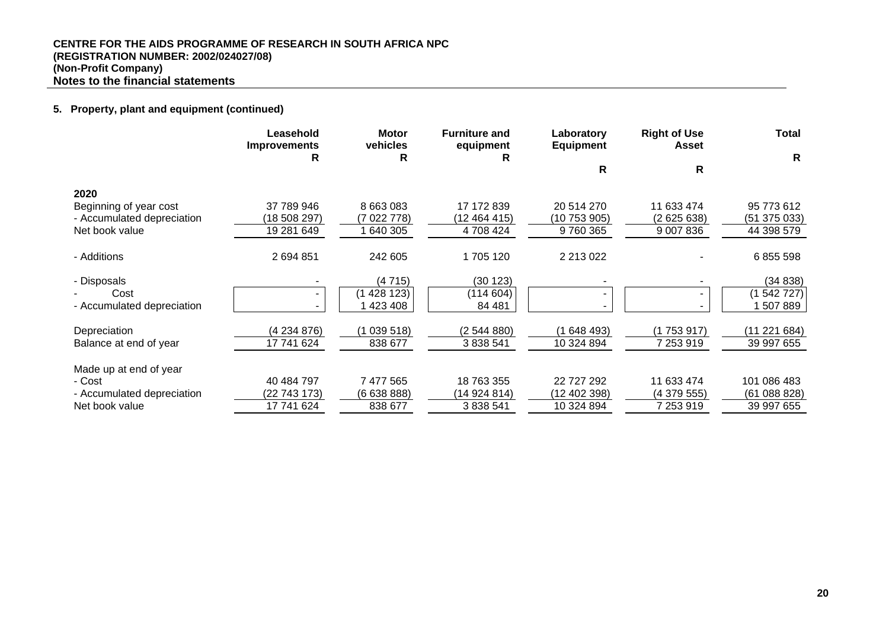**CENTRE FOR THE AIDS PROGRAMME OF RESEARCH IN SOUTH AFRICA NPC**
**(REGISTRATION NUMBER: 2002/024027/08)**
**(Non-Profit Company)**
**Notes to the financial statements**

**5. Property, plant and equipment (continued)**

| | Leasehold Improvements R | Motor vehicles R | Furniture and equipment R | Laboratory Equipment R | Right of Use Asset R | Total R |
|---|---|---|---|---|---|---|
| **2020** | | | | | | |
| Beginning of year cost | 37 789 946 | 8 663 083 | 17 172 839 | 20 514 270 | 11 633 474 | 95 773 612 |
| - Accumulated depreciation | (18 508 297) | (7 022 778) | (12 464 415) | (10 753 905) | (2 625 638) | (51 375 033) |
| Net book value | 19 281 649 | 1 640 305 | 4 708 424 | 9 760 365 | 9 007 836 | 44 398 579 |
| - Additions | 2 694 851 | 242 605 | 1 705 120 | 2 213 022 | - | 6 855 598 |
| - Disposals | - | (4 715) | (30 123) | - | - | (34 838) |
| - Cost | - | (1 428 123) | (114 604) | - | - | (1 542 727) |
| - Accumulated depreciation | - | 1 423 408 | 84 481 | - | - | 1 507 889 |
| Depreciation | (4 234 876) | (1 039 518) | (2 544 880) | (1 648 493) | (1 753 917) | (11 221 684) |
| Balance at end of year | 17 741 624 | 838 677 | 3 838 541 | 10 324 894 | 7 253 919 | 39 997 655 |
| Made up at end of year | | | | | | |
| - Cost | 40 484 797 | 7 477 565 | 18 763 355 | 22 727 292 | 11 633 474 | 101 086 483 |
| - Accumulated depreciation | (22 743 173) | (6 638 888) | (14 924 814) | (12 402 398) | (4 379 555) | (61 088 828) |
| Net book value | 17 741 624 | 838 677 | 3 838 541 | 10 324 894 | 7 253 919 | 39 997 655 |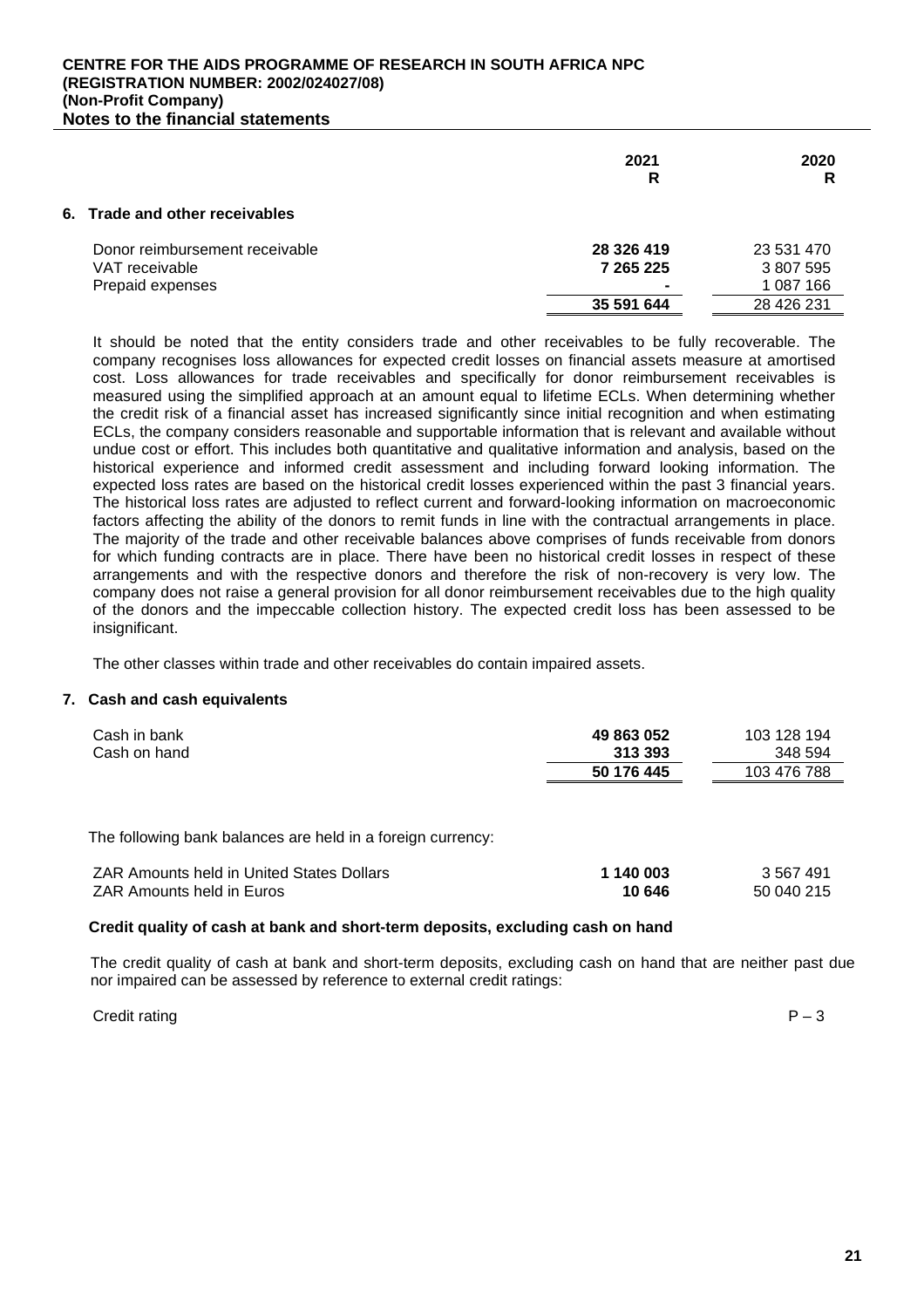**CENTRE FOR THE AIDS PROGRAMME OF RESEARCH IN SOUTH AFRICA NPC**
**(REGISTRATION NUMBER: 2002/024027/08)**
**(Non-Profit Company)**
**Notes to the financial statements**

| | 2021 R | 2020 R |
|---|---|---|
| **6. Trade and other receivables** | | |
| Donor reimbursement receivable | **28 326 419** | 23 531 470 |
| VAT receivable | **7 265 225** | 3 807 595 |
| Prepaid expenses | **-** | 1 087 166 |
| | **35 591 644** | 28 426 231 |

It should be noted that the entity considers trade and other receivables to be fully recoverable. The company recognises loss allowances for expected credit losses on financial assets measure at amortised cost. Loss allowances for trade receivables and specifically for donor reimbursement receivables is measured using the simplified approach at an amount equal to lifetime ECLs. When determining whether the credit risk of a financial asset has increased significantly since initial recognition and when estimating ECLs, the company considers reasonable and supportable information that is relevant and available without undue cost or effort. This includes both quantitative and qualitative information and analysis, based on the historical experience and informed credit assessment and including forward looking information. The expected loss rates are based on the historical credit losses experienced within the past 3 financial years. The historical loss rates are adjusted to reflect current and forward-looking information on macroeconomic factors affecting the ability of the donors to remit funds in line with the contractual arrangements in place. The majority of the trade and other receivable balances above comprises of funds receivable from donors for which funding contracts are in place. There have been no historical credit losses in respect of these arrangements and with the respective donors and therefore the risk of non-recovery is very low. The company does not raise a general provision for all donor reimbursement receivables due to the high quality of the donors and the impeccable collection history. The expected credit loss has been assessed to be insignificant.

The other classes within trade and other receivables do contain impaired assets.

## 7. Cash and cash equivalents

| | 2021 R | 2020 R |
|---|---|---|
| Cash in bank | **49 863 052** | 103 128 194 |
| Cash on hand | **313 393** | 348 594 |
| | **50 176 445** | 103 476 788 |

The following bank balances are held in a foreign currency:

| | 2021 R | 2020 R |
|---|---|---|
| ZAR Amounts held in United States Dollars | **1 140 003** | 3 567 491 |
| ZAR Amounts held in Euros | **10 646** | 50 040 215 |

**Credit quality of cash at bank and short-term deposits, excluding cash on hand**

The credit quality of cash at bank and short-term deposits, excluding cash on hand that are neither past due nor impaired can be assessed by reference to external credit ratings:

| | |
|---|---|
| Credit rating | P – 3 |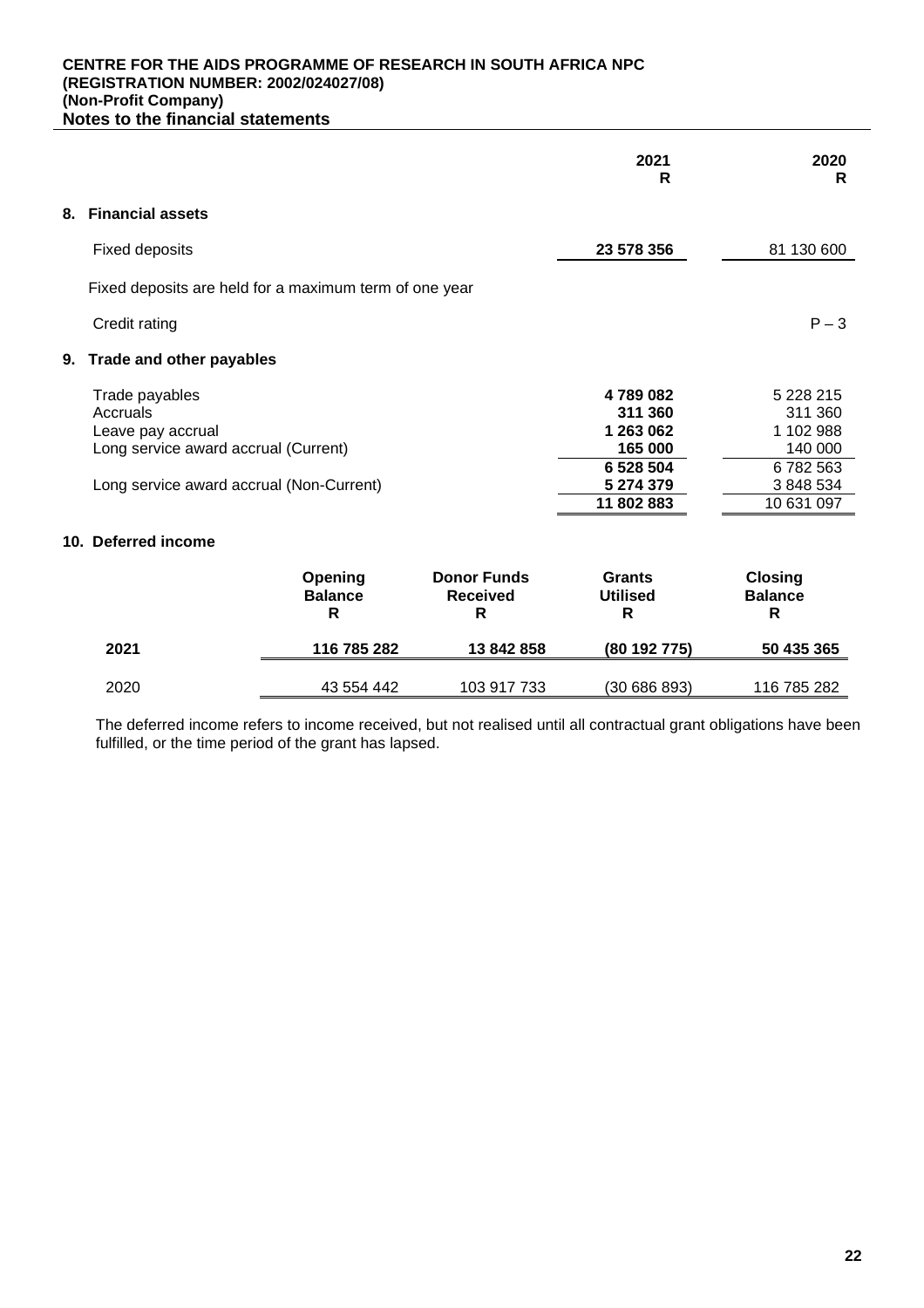**CENTRE FOR THE AIDS PROGRAMME OF RESEARCH IN SOUTH AFRICA NPC**
**(REGISTRATION NUMBER: 2002/024027/08)**
**(Non-Profit Company)**
**Notes to the financial statements**

| | 2021 R | 2020 R |
|---|---|---|
| **8. Financial assets** | | |
| Fixed deposits | **23 578 356** | 81 130 600 |
| Fixed deposits are held for a maximum term of one year | | |
| Credit rating | | P – 3 |
| **9. Trade and other payables** | | |
| Trade payables | **4 789 082** | 5 228 215 |
| Accruals | **311 360** | 311 360 |
| Leave pay accrual | **1 263 062** | 1 102 988 |
| Long service award accrual (Current) | **165 000** | 140 000 |
| | **6 528 504** | 6 782 563 |
| Long service award accrual (Non-Current) | **5 274 379** | 3 848 534 |
| | **11 802 883** | 10 631 097 |

## 10. Deferred income

| | Opening Balance R | Donor Funds Received R | Grants Utilised R | Closing Balance R |
|---|---|---|---|---|
| **2021** | **116 785 282** | **13 842 858** | **(80 192 775)** | **50 435 365** |
| 2020 | 43 554 442 | 103 917 733 | (30 686 893) | 116 785 282 |

The deferred income refers to income received, but not realised until all contractual grant obligations have been fulfilled, or the time period of the grant has lapsed.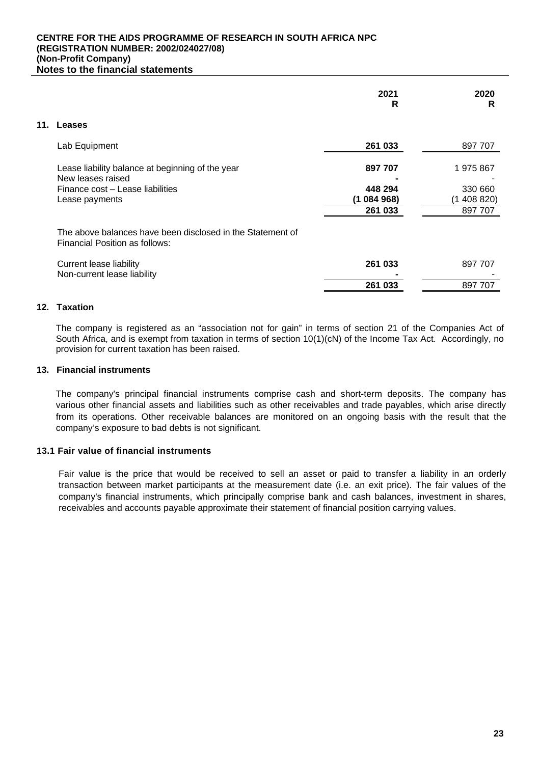**CENTRE FOR THE AIDS PROGRAMME OF RESEARCH IN SOUTH AFRICA NPC**
**(REGISTRATION NUMBER: 2002/024027/08)**
**(Non-Profit Company)**
**Notes to the financial statements**

| | 2021<br>R | 2020<br>R |
|---|---|---|
| **11. Leases** | | |
| Lab Equipment | **261 033** | 897 707 |
| Lease liability balance at beginning of the year | **897 707** | 1 975 867 |
| New leases raised | **-** | - |
| Finance cost – Lease liabilities | **448 294** | 330 660 |
| Lease payments | **(1 084 968)** | (1 408 820) |
| | **261 033** | 897 707 |
| The above balances have been disclosed in the Statement of Financial Position as follows: | | |
| Current lease liability | **261 033** | 897 707 |
| Non-current lease liability | **-** | - |
| | **261 033** | 897 707 |

## 12. Taxation

The company is registered as an "association not for gain" in terms of section 21 of the Companies Act of South Africa, and is exempt from taxation in terms of section 10(1)(cN) of the Income Tax Act. Accordingly, no provision for current taxation has been raised.

## 13. Financial instruments

The company's principal financial instruments comprise cash and short-term deposits. The company has various other financial assets and liabilities such as other receivables and trade payables, which arise directly from its operations. Other receivable balances are monitored on an ongoing basis with the result that the company's exposure to bad debts is not significant.

### 13.1 Fair value of financial instruments

Fair value is the price that would be received to sell an asset or paid to transfer a liability in an orderly transaction between market participants at the measurement date (i.e. an exit price). The fair values of the company's financial instruments, which principally comprise bank and cash balances, investment in shares, receivables and accounts payable approximate their statement of financial position carrying values.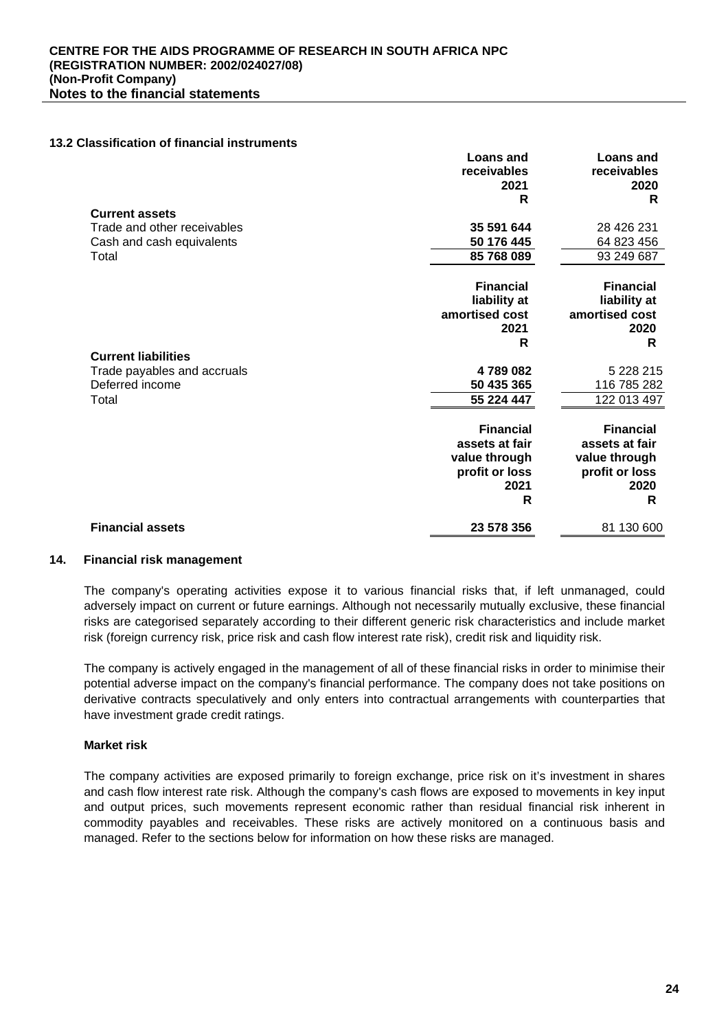### 13.2 Classification of financial instruments

| | Loans and receivables 2021 R | Loans and receivables 2020 R |
|---|---|---|
| **Current assets** | | |
| Trade and other receivables | **35 591 644** | 28 426 231 |
| Cash and cash equivalents | **50 176 445** | 64 823 456 |
| Total | **85 768 089** | 93 249 687 |

| | Financial liability at amortised cost 2021 R | Financial liability at amortised cost 2020 R |
|---|---|---|
| **Current liabilities** | | |
| Trade payables and accruals | **4 789 082** | 5 228 215 |
| Deferred income | **50 435 365** | 116 785 282 |
| Total | **55 224 447** | 122 013 497 |

| | Financial assets at fair value through profit or loss 2021 R | Financial assets at fair value through profit or loss 2020 R |
|---|---|---|
| **Financial assets** | **23 578 356** | 81 130 600 |

## 14. Financial risk management

The company's operating activities expose it to various financial risks that, if left unmanaged, could adversely impact on current or future earnings. Although not necessarily mutually exclusive, these financial risks are categorised separately according to their different generic risk characteristics and include market risk (foreign currency risk, price risk and cash flow interest rate risk), credit risk and liquidity risk.

The company is actively engaged in the management of all of these financial risks in order to minimise their potential adverse impact on the company's financial performance. The company does not take positions on derivative contracts speculatively and only enters into contractual arrangements with counterparties that have investment grade credit ratings.

**Market risk**

The company activities are exposed primarily to foreign exchange, price risk on it's investment in shares and cash flow interest rate risk. Although the company's cash flows are exposed to movements in key input and output prices, such movements represent economic rather than residual financial risk inherent in commodity payables and receivables. These risks are actively monitored on a continuous basis and managed. Refer to the sections below for information on how these risks are managed.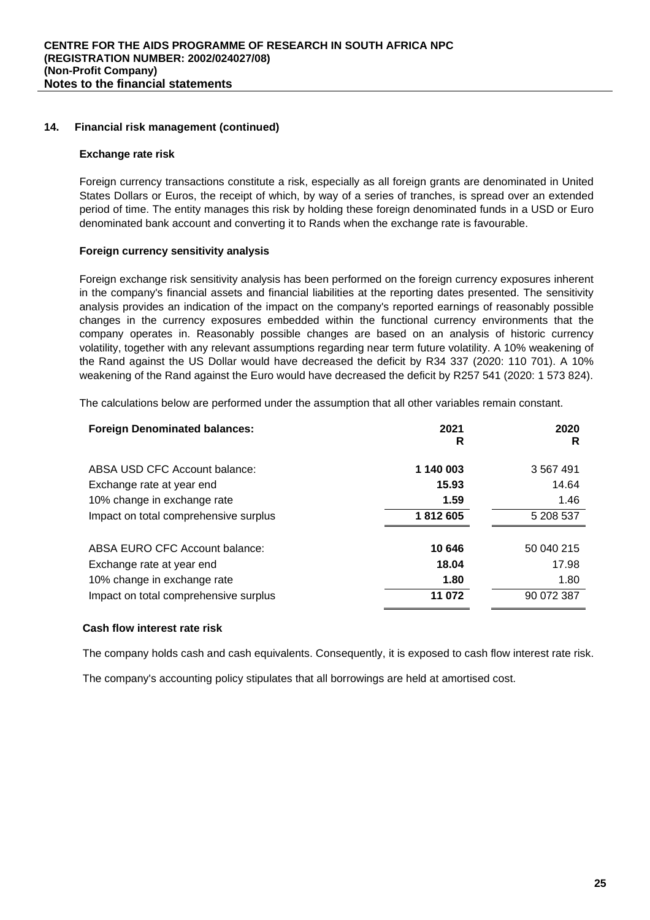## 14. Financial risk management (continued)

### Exchange rate risk

Foreign currency transactions constitute a risk, especially as all foreign grants are denominated in United States Dollars or Euros, the receipt of which, by way of a series of tranches, is spread over an extended period of time. The entity manages this risk by holding these foreign denominated funds in a USD or Euro denominated bank account and converting it to Rands when the exchange rate is favourable.

### Foreign currency sensitivity analysis

Foreign exchange risk sensitivity analysis has been performed on the foreign currency exposures inherent in the company's financial assets and financial liabilities at the reporting dates presented. The sensitivity analysis provides an indication of the impact on the company's reported earnings of reasonably possible changes in the currency exposures embedded within the functional currency environments that the company operates in. Reasonably possible changes are based on an analysis of historic currency volatility, together with any relevant assumptions regarding near term future volatility. A 10% weakening of the Rand against the US Dollar would have decreased the deficit by R34 337 (2020: 110 701). A 10% weakening of the Rand against the Euro would have decreased the deficit by R257 541 (2020: 1 573 824).

The calculations below are performed under the assumption that all other variables remain constant.

| Foreign Denominated balances: | 2021 R | 2020 R |
|---|---|---|
| ABSA USD CFC Account balance: | **1 140 003** | 3 567 491 |
| Exchange rate at year end | **15.93** | 14.64 |
| 10% change in exchange rate | **1.59** | 1.46 |
| Impact on total comprehensive surplus | **1 812 605** | 5 208 537 |
| | | |
| ABSA EURO CFC Account balance: | **10 646** | 50 040 215 |
| Exchange rate at year end | **18.04** | 17.98 |
| 10% change in exchange rate | **1.80** | 1.80 |
| Impact on total comprehensive surplus | **11 072** | 90 072 387 |

### Cash flow interest rate risk

The company holds cash and cash equivalents. Consequently, it is exposed to cash flow interest rate risk.

The company's accounting policy stipulates that all borrowings are held at amortised cost.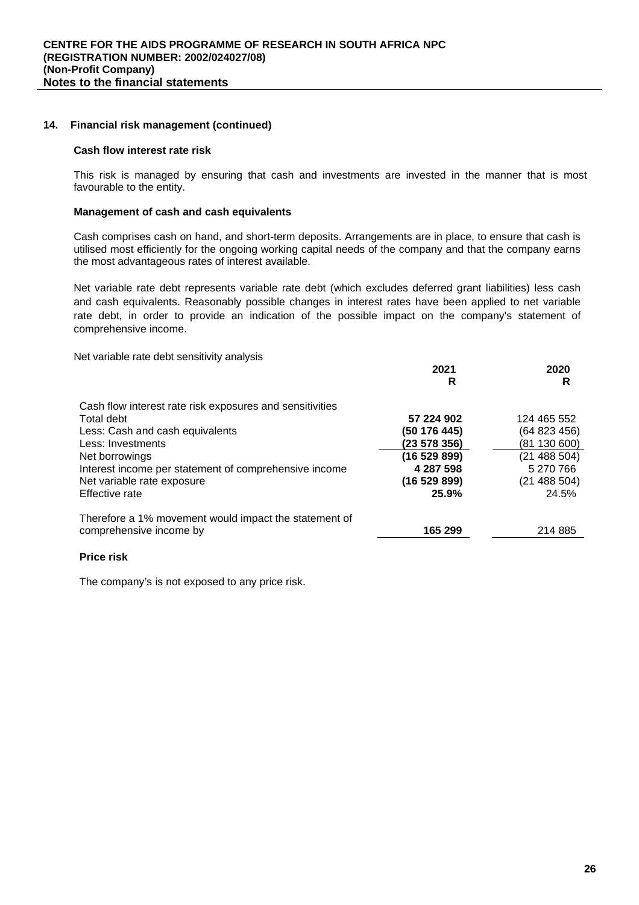## 14. Financial risk management (continued)

### Cash flow interest rate risk

This risk is managed by ensuring that cash and investments are invested in the manner that is most favourable to the entity.

### Management of cash and cash equivalents

Cash comprises cash on hand, and short-term deposits. Arrangements are in place, to ensure that cash is utilised most efficiently for the ongoing working capital needs of the company and that the company earns the most advantageous rates of interest available.

Net variable rate debt represents variable rate debt (which excludes deferred grant liabilities) less cash and cash equivalents. Reasonably possible changes in interest rates have been applied to net variable rate debt, in order to provide an indication of the possible impact on the company's statement of comprehensive income.

Net variable rate debt sensitivity analysis

| | 2021<br>R | 2020<br>R |
|---|---|---|
| Cash flow interest rate risk exposures and sensitivities | | |
| Total debt | **57 224 902** | 124 465 552 |
| Less: Cash and cash equivalents | **(50 176 445)** | (64 823 456) |
| Less: Investments | **(23 578 356)** | (81 130 600) |
| Net borrowings | **(16 529 899)** | (21 488 504) |
| Interest income per statement of comprehensive income | **4 287 598** | 5 270 766 |
| Net variable rate exposure | **(16 529 899)** | (21 488 504) |
| Effective rate | **25.9%** | 24.5% |
| Therefore a 1% movement would impact the statement of comprehensive income by | **165 299** | 214 885 |

### Price risk

The company's is not exposed to any price risk.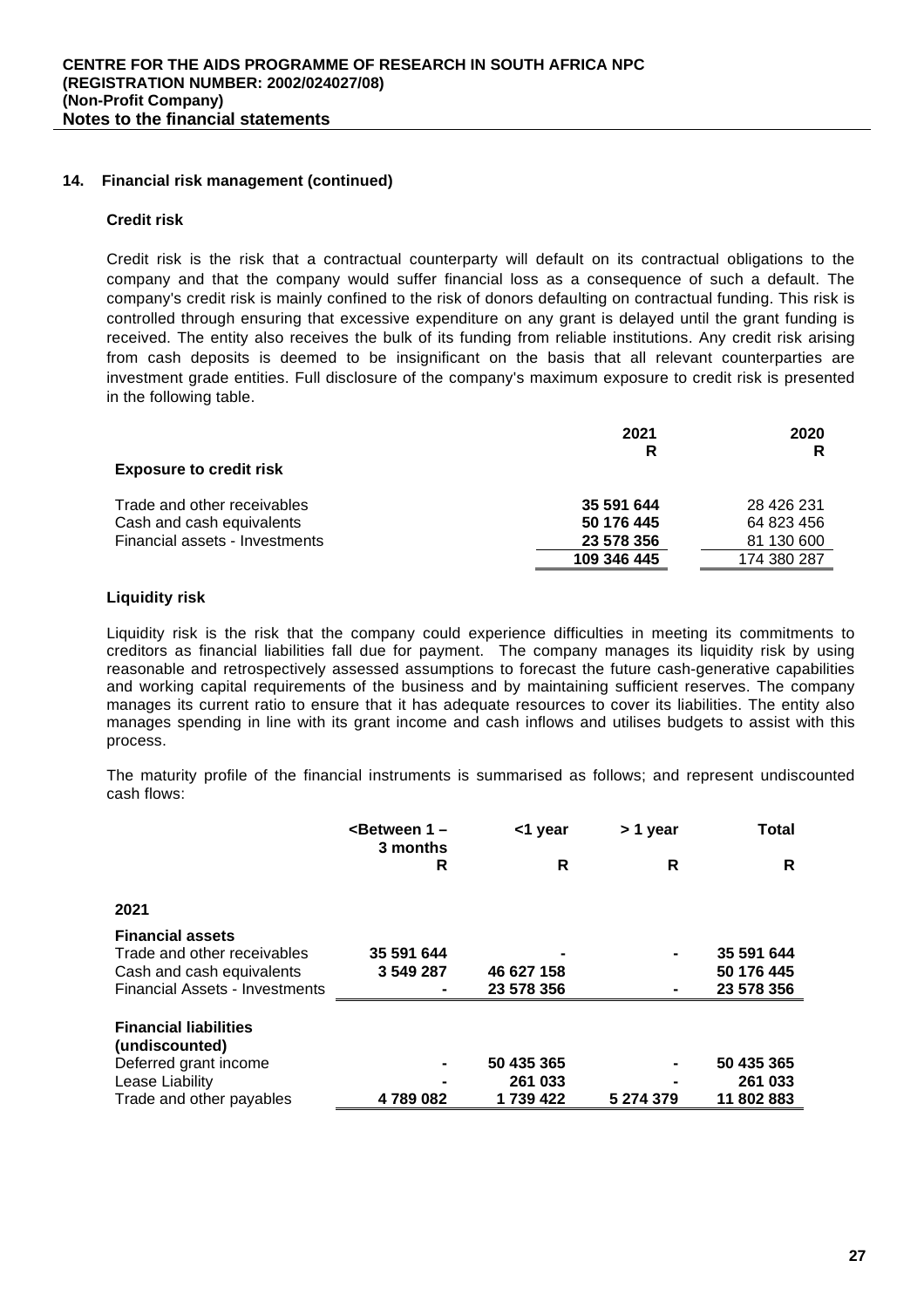## 14. Financial risk management (continued)

### Credit risk

Credit risk is the risk that a contractual counterparty will default on its contractual obligations to the company and that the company would suffer financial loss as a consequence of such a default. The company's credit risk is mainly confined to the risk of donors defaulting on contractual funding. This risk is controlled through ensuring that excessive expenditure on any grant is delayed until the grant funding is received. The entity also receives the bulk of its funding from reliable institutions. Any credit risk arising from cash deposits is deemed to be insignificant on the basis that all relevant counterparties are investment grade entities. Full disclosure of the company's maximum exposure to credit risk is presented in the following table.

| | 2021<br>R | 2020<br>R |
|---|---|---|
| **Exposure to credit risk** | | |
| Trade and other receivables | **35 591 644** | 28 426 231 |
| Cash and cash equivalents | **50 176 445** | 64 823 456 |
| Financial assets - Investments | **23 578 356** | 81 130 600 |
| | **109 346 445** | 174 380 287 |

### Liquidity risk

Liquidity risk is the risk that the company could experience difficulties in meeting its commitments to creditors as financial liabilities fall due for payment. The company manages its liquidity risk by using reasonable and retrospectively assessed assumptions to forecast the future cash-generative capabilities and working capital requirements of the business and by maintaining sufficient reserves. The company manages its current ratio to ensure that it has adequate resources to cover its liabilities. The entity also manages spending in line with its grant income and cash inflows and utilises budgets to assist with this process.

The maturity profile of the financial instruments is summarised as follows; and represent undiscounted cash flows:

| | <Between 1 – 3 months<br>R | <1 year<br>R | > 1 year<br>R | Total<br>R |
|---|---|---|---|---|
| **2021** | | | | |
| **Financial assets** | | | | |
| Trade and other receivables | **35 591 644** | **-** | **-** | **35 591 644** |
| Cash and cash equivalents | **3 549 287** | **46 627 158** | | **50 176 445** |
| Financial Assets - Investments | **-** | **23 578 356** | **-** | **23 578 356** |
| **Financial liabilities (undiscounted)** | | | | |
| Deferred grant income | **-** | **50 435 365** | **-** | **50 435 365** |
| Lease Liability | **-** | **261 033** | **-** | **261 033** |
| Trade and other payables | **4 789 082** | **1 739 422** | **5 274 379** | **11 802 883** |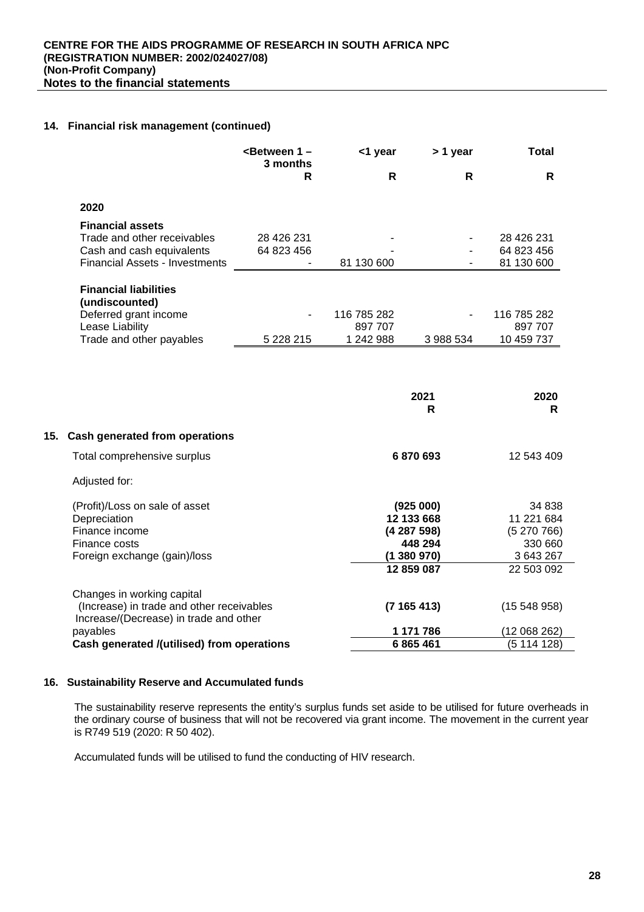### 14. Financial risk management (continued)

| | <Between 1 – 3 months | <1 year | > 1 year | Total |
|---|---|---|---|---|
| | R | R | R | R |
| **2020** | | | | |
| **Financial assets** | | | | |
| Trade and other receivables | 28 426 231 | - | - | 28 426 231 |
| Cash and cash equivalents | 64 823 456 | - | - | 64 823 456 |
| Financial Assets - Investments | - | 81 130 600 | - | 81 130 600 |
| **Financial liabilities (undiscounted)** | | | | |
| Deferred grant income | - | 116 785 282 | - | 116 785 282 |
| Lease Liability | | 897 707 | | 897 707 |
| Trade and other payables | 5 228 215 | 1 242 988 | 3 988 534 | 10 459 737 |

### 15. Cash generated from operations

| | 2021 R | 2020 R |
|---|---|---|
| Total comprehensive surplus | **6 870 693** | 12 543 409 |
| Adjusted for: | | |
| (Profit)/Loss on sale of asset | **(925 000)** | 34 838 |
| Depreciation | **12 133 668** | 11 221 684 |
| Finance income | **(4 287 598)** | (5 270 766) |
| Finance costs | **448 294** | 330 660 |
| Foreign exchange (gain)/loss | **(1 380 970)** | 3 643 267 |
| | **12 859 087** | 22 503 092 |
| Changes in working capital | | |
| (Increase) in trade and other receivables | **(7 165 413)** | (15 548 958) |
| Increase/(Decrease) in trade and other payables | **1 171 786** | (12 068 262) |
| **Cash generated /(utilised) from operations** | **6 865 461** | (5 114 128) |

### 16. Sustainability Reserve and Accumulated funds

The sustainability reserve represents the entity's surplus funds set aside to be utilised for future overheads in the ordinary course of business that will not be recovered via grant income. The movement in the current year is R749 519 (2020: R 50 402).

Accumulated funds will be utilised to fund the conducting of HIV research.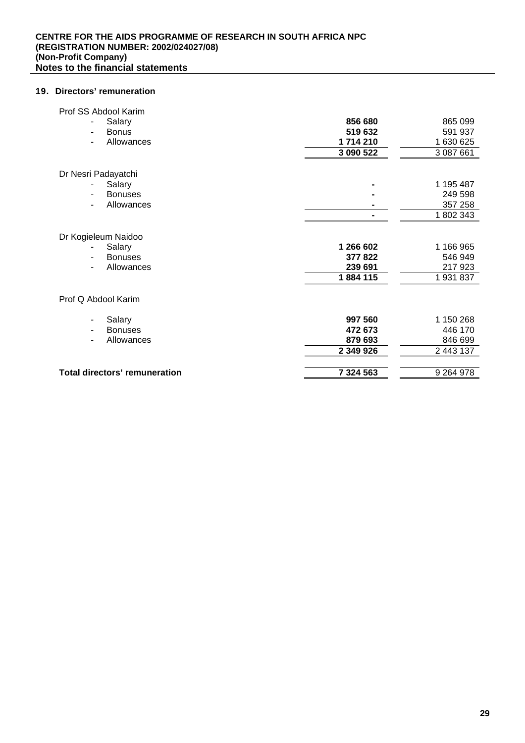**CENTRE FOR THE AIDS PROGRAMME OF RESEARCH IN SOUTH AFRICA NPC**
**(REGISTRATION NUMBER: 2002/024027/08)**
**(Non-Profit Company)**
**Notes to the financial statements**

### 19. Directors' remuneration

| | | |
|---|---|---|
| Prof SS Abdool Karim | | |
| - Salary | **856 680** | 865 099 |
| - Bonus | **519 632** | 591 937 |
| - Allowances | **1 714 210** | 1 630 625 |
| | **3 090 522** | 3 087 661 |
| Dr Nesri Padayatchi | | |
| - Salary | **-** | 1 195 487 |
| - Bonuses | **-** | 249 598 |
| - Allowances | **-** | 357 258 |
| | **-** | 1 802 343 |
| Dr Kogieleum Naidoo | | |
| - Salary | **1 266 602** | 1 166 965 |
| - Bonuses | **377 822** | 546 949 |
| - Allowances | **239 691** | 217 923 |
| | **1 884 115** | 1 931 837 |
| Prof Q Abdool Karim | | |
| - Salary | **997 560** | 1 150 268 |
| - Bonuses | **472 673** | 446 170 |
| - Allowances | **879 693** | 846 699 |
| | **2 349 926** | 2 443 137 |
| **Total directors' remuneration** | **7 324 563** | 9 264 978 |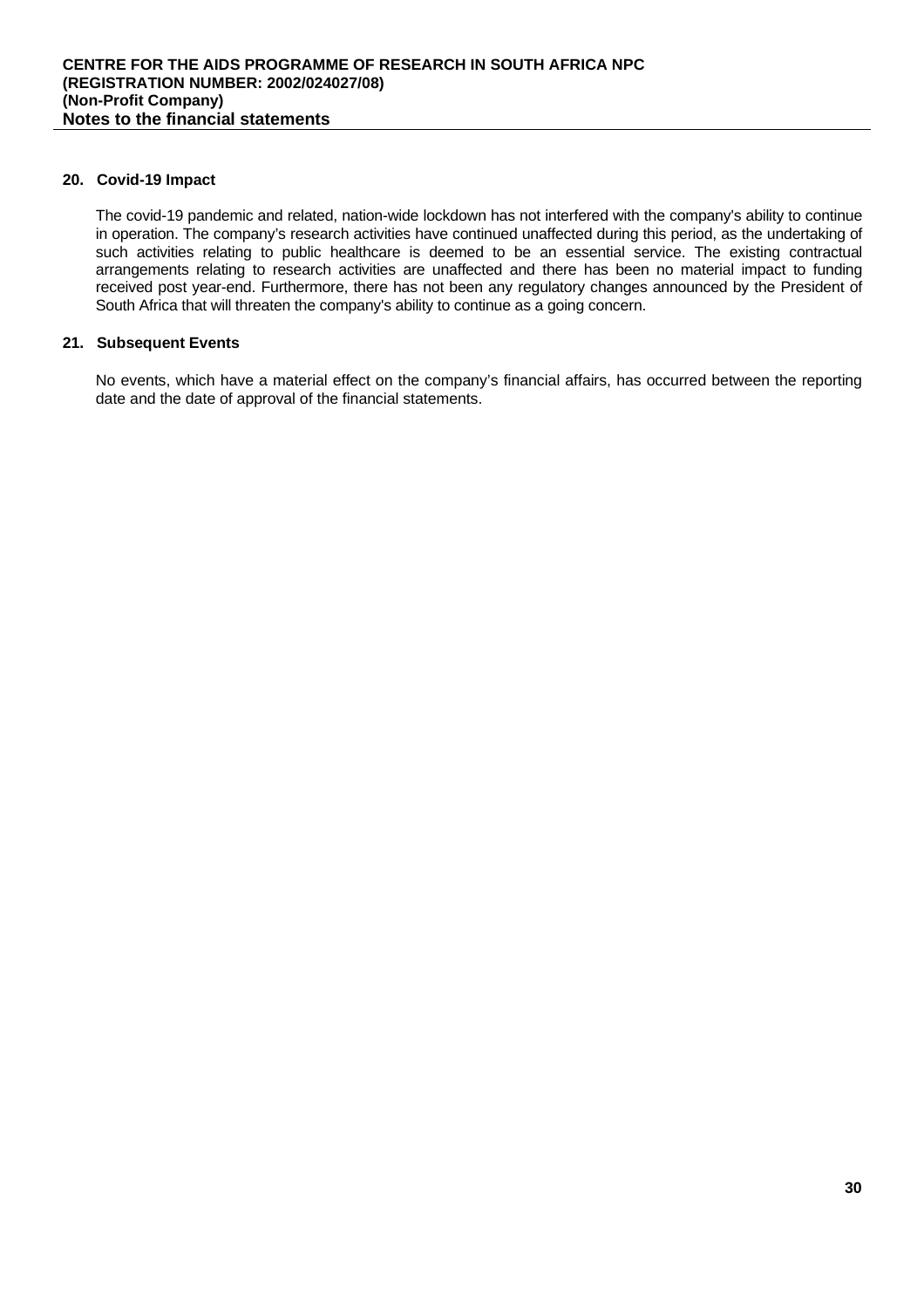## 20. Covid-19 Impact

The covid-19 pandemic and related, nation-wide lockdown has not interfered with the company's ability to continue in operation. The company's research activities have continued unaffected during this period, as the undertaking of such activities relating to public healthcare is deemed to be an essential service. The existing contractual arrangements relating to research activities are unaffected and there has been no material impact to funding received post year-end. Furthermore, there has not been any regulatory changes announced by the President of South Africa that will threaten the company's ability to continue as a going concern.

## 21. Subsequent Events

No events, which have a material effect on the company's financial affairs, has occurred between the reporting date and the date of approval of the financial statements.